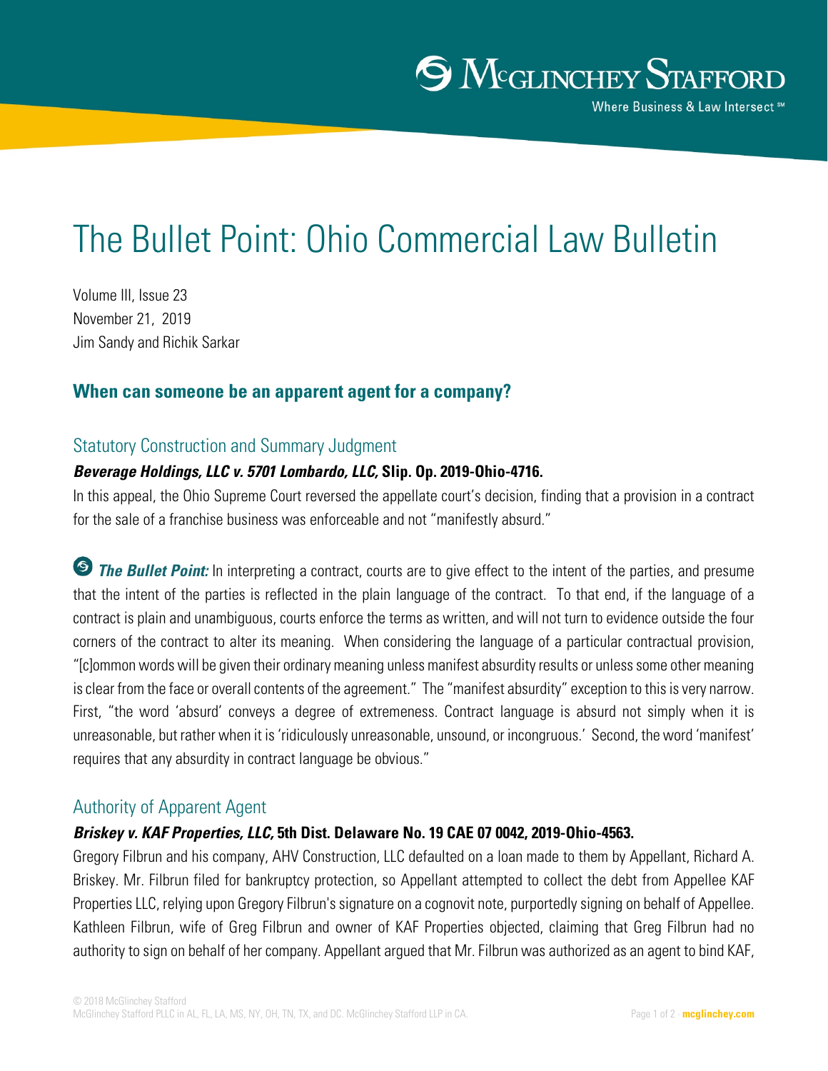# The Bullet Point: Ohio Commercial Law Bulletin

Volume III, Issue 23
November 21, 2019
Jim Sandy and Richik Sarkar

## When can someone be an apparent agent for a company?

### Statutory Construction and Summary Judgment

***Beverage Holdings, LLC v. 5701 Lombardo, LLC,* Slip. Op. 2019-Ohio-4716.**

In this appeal, the Ohio Supreme Court reversed the appellate court's decision, finding that a provision in a contract for the sale of a franchise business was enforceable and not "manifestly absurd."

***The Bullet Point:*** In interpreting a contract, courts are to give effect to the intent of the parties, and presume that the intent of the parties is reflected in the plain language of the contract. To that end, if the language of a contract is plain and unambiguous, courts enforce the terms as written, and will not turn to evidence outside the four corners of the contract to alter its meaning. When considering the language of a particular contractual provision, "[c]ommon words will be given their ordinary meaning unless manifest absurdity results or unless some other meaning is clear from the face or overall contents of the agreement." The "manifest absurdity" exception to this is very narrow. First, "the word 'absurd' conveys a degree of extremeness. Contract language is absurd not simply when it is unreasonable, but rather when it is 'ridiculously unreasonable, unsound, or incongruous.' Second, the word 'manifest' requires that any absurdity in contract language be obvious."

### Authority of Apparent Agent

***Briskey v. KAF Properties, LLC,* 5th Dist. Delaware No. 19 CAE 07 0042, 2019-Ohio-4563.**

Gregory Filbrun and his company, AHV Construction, LLC defaulted on a loan made to them by Appellant, Richard A. Briskey. Mr. Filbrun filed for bankruptcy protection, so Appellant attempted to collect the debt from Appellee KAF Properties LLC, relying upon Gregory Filbrun's signature on a cognovit note, purportedly signing on behalf of Appellee. Kathleen Filbrun, wife of Greg Filbrun and owner of KAF Properties objected, claiming that Greg Filbrun had no authority to sign on behalf of her company. Appellant argued that Mr. Filbrun was authorized as an agent to bind KAF,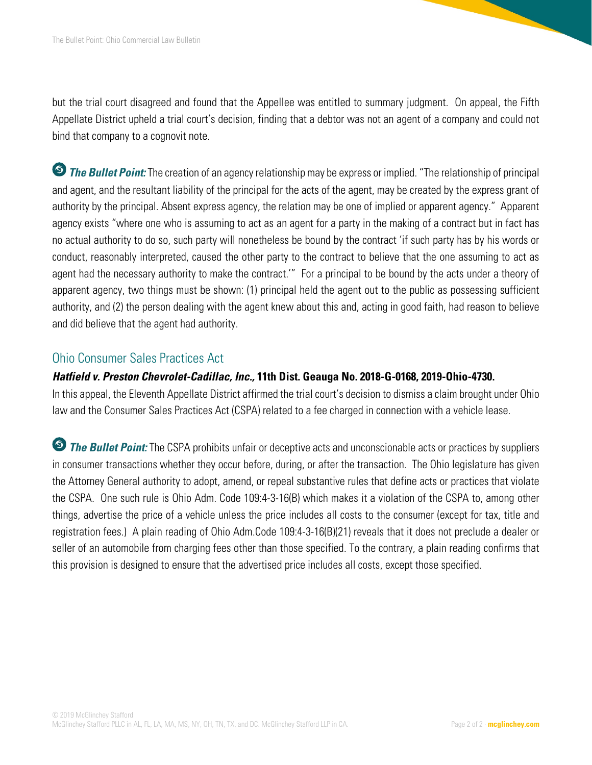but the trial court disagreed and found that the Appellee was entitled to summary judgment. On appeal, the Fifth Appellate District upheld a trial court's decision, finding that a debtor was not an agent of a company and could not bind that company to a cognovit note.

***The Bullet Point:*** The creation of an agency relationship may be express or implied. "The relationship of principal and agent, and the resultant liability of the principal for the acts of the agent, may be created by the express grant of authority by the principal. Absent express agency, the relation may be one of implied or apparent agency." Apparent agency exists "where one who is assuming to act as an agent for a party in the making of a contract but in fact has no actual authority to do so, such party will nonetheless be bound by the contract 'if such party has by his words or conduct, reasonably interpreted, caused the other party to the contract to believe that the one assuming to act as agent had the necessary authority to make the contract.'" For a principal to be bound by the acts under a theory of apparent agency, two things must be shown: (1) principal held the agent out to the public as possessing sufficient authority, and (2) the person dealing with the agent knew about this and, acting in good faith, had reason to believe and did believe that the agent had authority.

## Ohio Consumer Sales Practices Act

***Hatfield v. Preston Chevrolet-Cadillac, Inc.,* 11th Dist. Geauga No. 2018-G-0168, 2019-Ohio-4730.**

In this appeal, the Eleventh Appellate District affirmed the trial court's decision to dismiss a claim brought under Ohio law and the Consumer Sales Practices Act (CSPA) related to a fee charged in connection with a vehicle lease.

***The Bullet Point:*** The CSPA prohibits unfair or deceptive acts and unconscionable acts or practices by suppliers in consumer transactions whether they occur before, during, or after the transaction. The Ohio legislature has given the Attorney General authority to adopt, amend, or repeal substantive rules that define acts or practices that violate the CSPA. One such rule is Ohio Adm. Code 109:4-3-16(B) which makes it a violation of the CSPA to, among other things, advertise the price of a vehicle unless the price includes all costs to the consumer (except for tax, title and registration fees.) A plain reading of Ohio Adm.Code 109:4-3-16(B)(21) reveals that it does not preclude a dealer or seller of an automobile from charging fees other than those specified. To the contrary, a plain reading confirms that this provision is designed to ensure that the advertised price includes all costs, except those specified.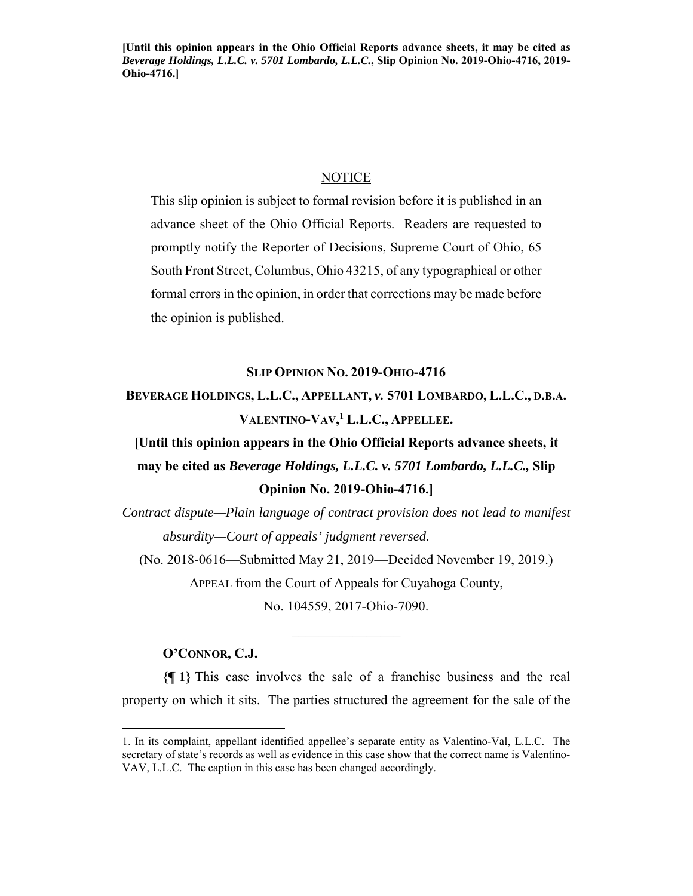**[Until this opinion appears in the Ohio Official Reports advance sheets, it may be cited as *Beverage Holdings, L.L.C. v. 5701 Lombardo, L.L.C.*, Slip Opinion No. 2019-Ohio-4716, 2019-Ohio-4716.]**

NOTICE

This slip opinion is subject to formal revision before it is published in an advance sheet of the Ohio Official Reports. Readers are requested to promptly notify the Reporter of Decisions, Supreme Court of Ohio, 65 South Front Street, Columbus, Ohio 43215, of any typographical or other formal errors in the opinion, in order that corrections may be made before the opinion is published.

**SLIP OPINION NO. 2019-OHIO-4716**

**BEVERAGE HOLDINGS, L.L.C., APPELLANT, *v.* 5701 LOMBARDO, L.L.C., D.B.A. VALENTINO-VAV,[1] L.L.C., APPELLEE.**

**[Until this opinion appears in the Ohio Official Reports advance sheets, it may be cited as *Beverage Holdings, L.L.C. v. 5701 Lombardo, L.L.C.,* Slip Opinion No. 2019-Ohio-4716.]**

*Contract dispute—Plain language of contract provision does not lead to manifest absurdity—Court of appeals' judgment reversed.*

(No. 2018-0616—Submitted May 21, 2019—Decided November 19, 2019.)

APPEAL from the Court of Appeals for Cuyahoga County,
No. 104559, 2017-Ohio-7090.

**O'CONNOR, C.J.**

**{¶ 1}** This case involves the sale of a franchise business and the real property on which it sits. The parties structured the agreement for the sale of the

1. In its complaint, appellant identified appellee's separate entity as Valentino-Val, L.L.C. The secretary of state's records as well as evidence in this case show that the correct name is Valentino-VAV, L.L.C. The caption in this case has been changed accordingly.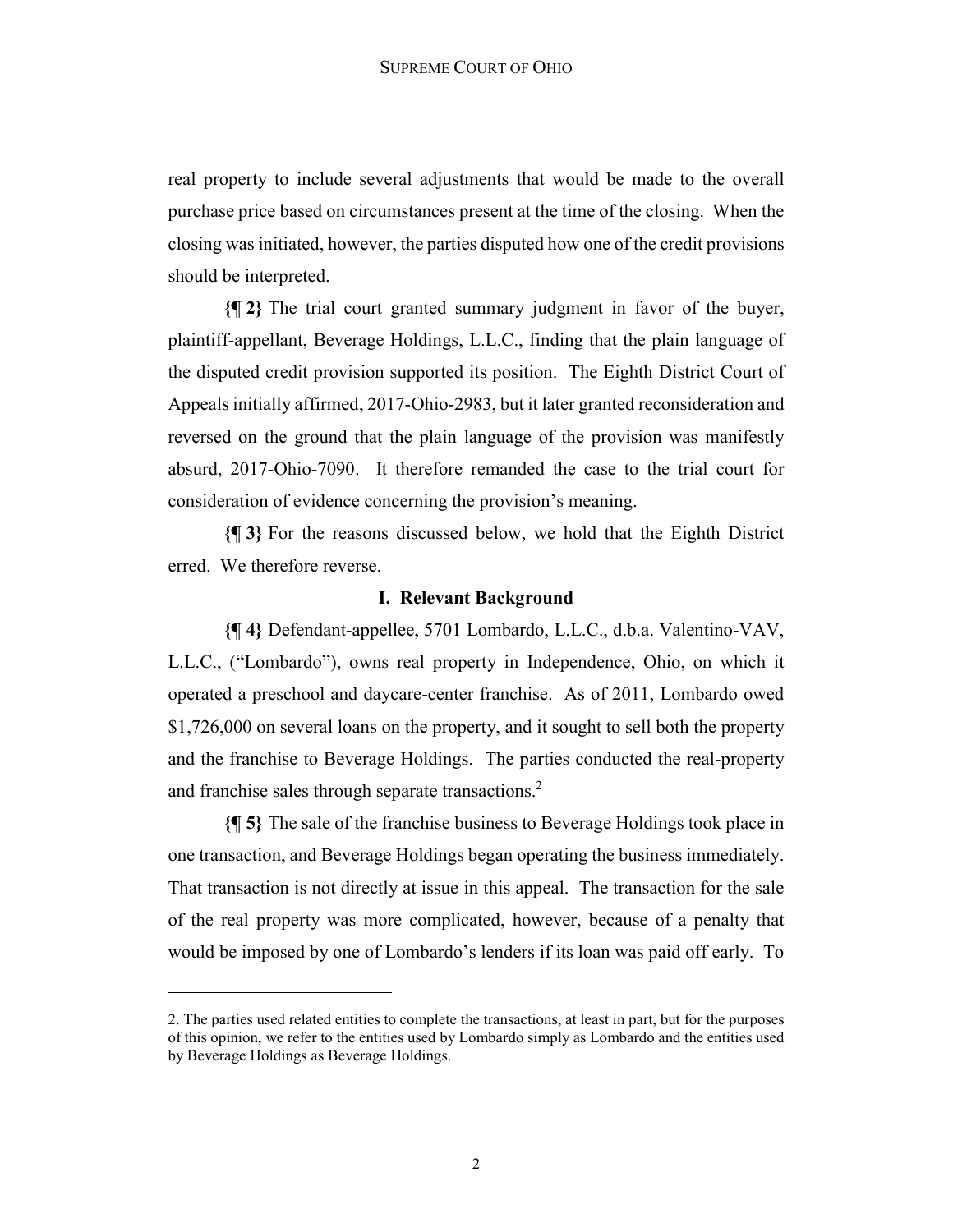real property to include several adjustments that would be made to the overall purchase price based on circumstances present at the time of the closing. When the closing was initiated, however, the parties disputed how one of the credit provisions should be interpreted.

**{¶ 2}** The trial court granted summary judgment in favor of the buyer, plaintiff-appellant, Beverage Holdings, L.L.C., finding that the plain language of the disputed credit provision supported its position. The Eighth District Court of Appeals initially affirmed, 2017-Ohio-2983, but it later granted reconsideration and reversed on the ground that the plain language of the provision was manifestly absurd, 2017-Ohio-7090. It therefore remanded the case to the trial court for consideration of evidence concerning the provision's meaning.

**{¶ 3}** For the reasons discussed below, we hold that the Eighth District erred. We therefore reverse.

## I. Relevant Background

**{¶ 4}** Defendant-appellee, 5701 Lombardo, L.L.C., d.b.a. Valentino-VAV, L.L.C., ("Lombardo"), owns real property in Independence, Ohio, on which it operated a preschool and daycare-center franchise. As of 2011, Lombardo owed \$1,726,000 on several loans on the property, and it sought to sell both the property and the franchise to Beverage Holdings. The parties conducted the real-property and franchise sales through separate transactions.[2]

**{¶ 5}** The sale of the franchise business to Beverage Holdings took place in one transaction, and Beverage Holdings began operating the business immediately. That transaction is not directly at issue in this appeal. The transaction for the sale of the real property was more complicated, however, because of a penalty that would be imposed by one of Lombardo's lenders if its loan was paid off early. To

---

2. The parties used related entities to complete the transactions, at least in part, but for the purposes of this opinion, we refer to the entities used by Lombardo simply as Lombardo and the entities used by Beverage Holdings as Beverage Holdings.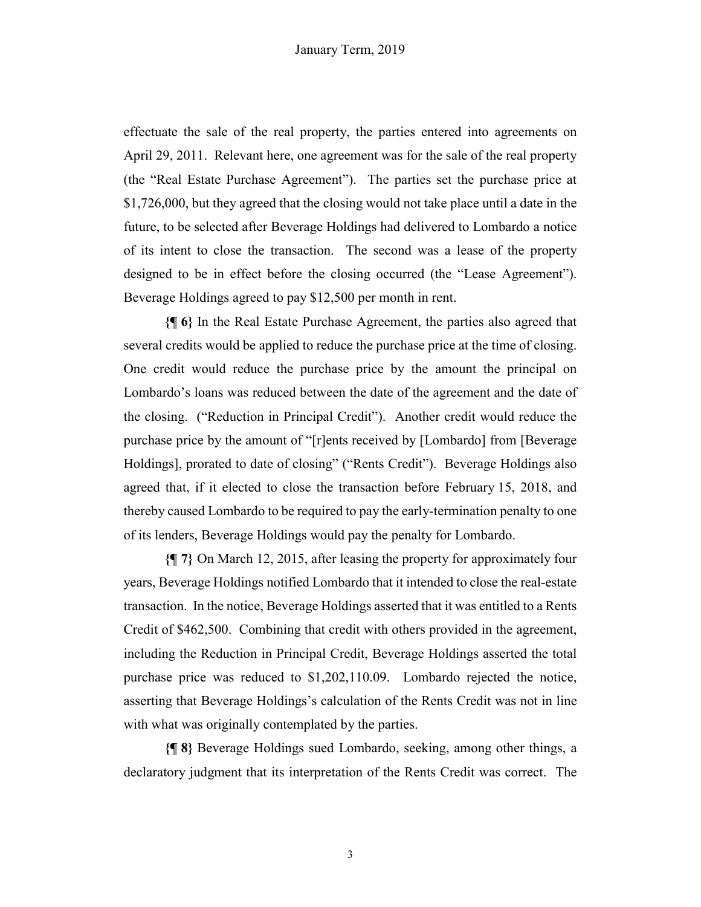effectuate the sale of the real property, the parties entered into agreements on April 29, 2011. Relevant here, one agreement was for the sale of the real property (the "Real Estate Purchase Agreement"). The parties set the purchase price at $1,726,000, but they agreed that the closing would not take place until a date in the future, to be selected after Beverage Holdings had delivered to Lombardo a notice of its intent to close the transaction. The second was a lease of the property designed to be in effect before the closing occurred (the "Lease Agreement"). Beverage Holdings agreed to pay $12,500 per month in rent.

**{¶ 6}** In the Real Estate Purchase Agreement, the parties also agreed that several credits would be applied to reduce the purchase price at the time of closing. One credit would reduce the purchase price by the amount the principal on Lombardo's loans was reduced between the date of the agreement and the date of the closing. ("Reduction in Principal Credit"). Another credit would reduce the purchase price by the amount of "[r]ents received by [Lombardo] from [Beverage Holdings], prorated to date of closing" ("Rents Credit"). Beverage Holdings also agreed that, if it elected to close the transaction before February 15, 2018, and thereby caused Lombardo to be required to pay the early-termination penalty to one of its lenders, Beverage Holdings would pay the penalty for Lombardo.

**{¶ 7}** On March 12, 2015, after leasing the property for approximately four years, Beverage Holdings notified Lombardo that it intended to close the real-estate transaction. In the notice, Beverage Holdings asserted that it was entitled to a Rents Credit of $462,500. Combining that credit with others provided in the agreement, including the Reduction in Principal Credit, Beverage Holdings asserted the total purchase price was reduced to $1,202,110.09. Lombardo rejected the notice, asserting that Beverage Holdings's calculation of the Rents Credit was not in line with what was originally contemplated by the parties.

**{¶ 8}** Beverage Holdings sued Lombardo, seeking, among other things, a declaratory judgment that its interpretation of the Rents Credit was correct. The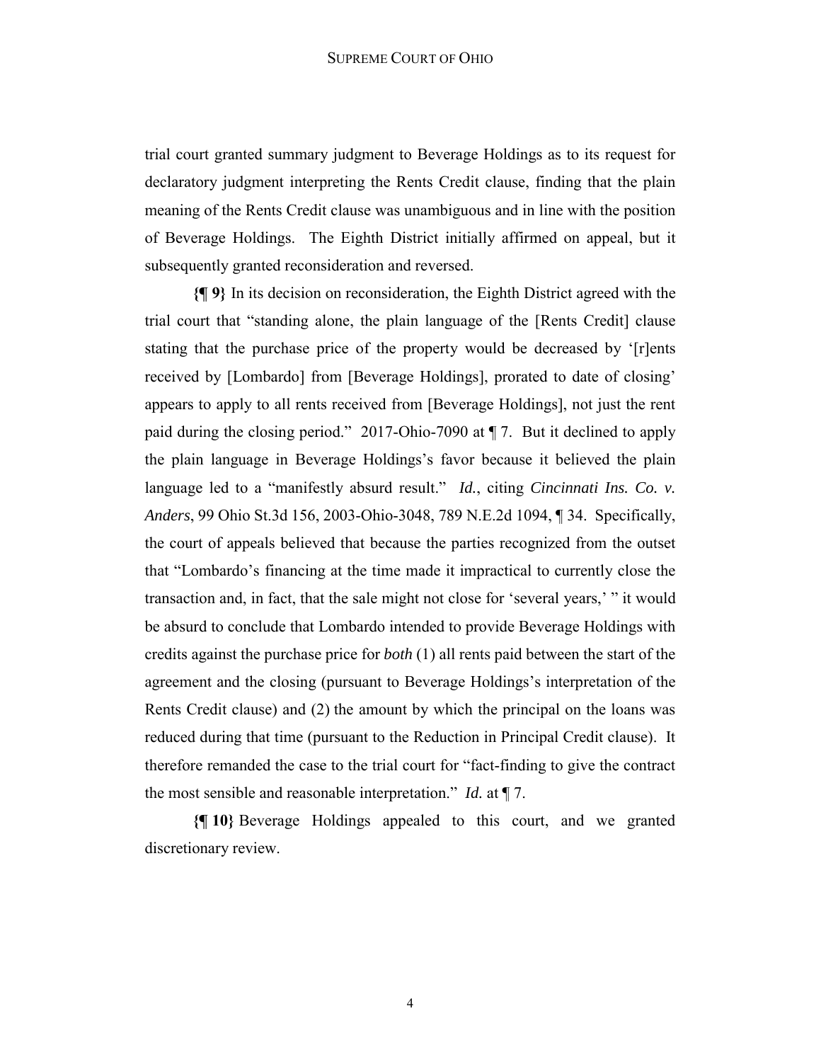trial court granted summary judgment to Beverage Holdings as to its request for declaratory judgment interpreting the Rents Credit clause, finding that the plain meaning of the Rents Credit clause was unambiguous and in line with the position of Beverage Holdings. The Eighth District initially affirmed on appeal, but it subsequently granted reconsideration and reversed.

**{¶ 9}** In its decision on reconsideration, the Eighth District agreed with the trial court that "standing alone, the plain language of the [Rents Credit] clause stating that the purchase price of the property would be decreased by '[r]ents received by [Lombardo] from [Beverage Holdings], prorated to date of closing' appears to apply to all rents received from [Beverage Holdings], not just the rent paid during the closing period." 2017-Ohio-7090 at ¶ 7. But it declined to apply the plain language in Beverage Holdings's favor because it believed the plain language led to a "manifestly absurd result." *Id.*, citing *Cincinnati Ins. Co. v. Anders*, 99 Ohio St.3d 156, 2003-Ohio-3048, 789 N.E.2d 1094, ¶ 34. Specifically, the court of appeals believed that because the parties recognized from the outset that "Lombardo's financing at the time made it impractical to currently close the transaction and, in fact, that the sale might not close for 'several years,' " it would be absurd to conclude that Lombardo intended to provide Beverage Holdings with credits against the purchase price for *both* (1) all rents paid between the start of the agreement and the closing (pursuant to Beverage Holdings's interpretation of the Rents Credit clause) and (2) the amount by which the principal on the loans was reduced during that time (pursuant to the Reduction in Principal Credit clause). It therefore remanded the case to the trial court for "fact-finding to give the contract the most sensible and reasonable interpretation." *Id.* at ¶ 7.

**{¶ 10}** Beverage Holdings appealed to this court, and we granted discretionary review.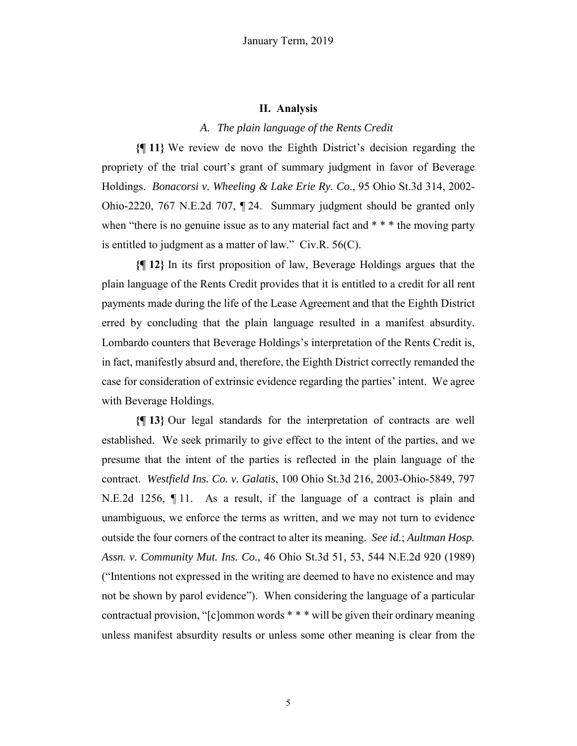## II. Analysis

### *A. The plain language of the Rents Credit*

**{¶ 11}** We review de novo the Eighth District's decision regarding the propriety of the trial court's grant of summary judgment in favor of Beverage Holdings. *Bonacorsi v. Wheeling & Lake Erie Ry. Co.*, 95 Ohio St.3d 314, 2002-Ohio-2220, 767 N.E.2d 707, ¶ 24. Summary judgment should be granted only when "there is no genuine issue as to any material fact and * * * the moving party is entitled to judgment as a matter of law." Civ.R. 56(C).

**{¶ 12}** In its first proposition of law, Beverage Holdings argues that the plain language of the Rents Credit provides that it is entitled to a credit for all rent payments made during the life of the Lease Agreement and that the Eighth District erred by concluding that the plain language resulted in a manifest absurdity. Lombardo counters that Beverage Holdings's interpretation of the Rents Credit is, in fact, manifestly absurd and, therefore, the Eighth District correctly remanded the case for consideration of extrinsic evidence regarding the parties' intent. We agree with Beverage Holdings.

**{¶ 13}** Our legal standards for the interpretation of contracts are well established. We seek primarily to give effect to the intent of the parties, and we presume that the intent of the parties is reflected in the plain language of the contract. *Westfield Ins. Co. v. Galatis*, 100 Ohio St.3d 216, 2003-Ohio-5849, 797 N.E.2d 1256, ¶ 11. As a result, if the language of a contract is plain and unambiguous, we enforce the terms as written, and we may not turn to evidence outside the four corners of the contract to alter its meaning. *See id.*; *Aultman Hosp. Assn. v. Community Mut. Ins. Co.*, 46 Ohio St.3d 51, 53, 544 N.E.2d 920 (1989) ("Intentions not expressed in the writing are deemed to have no existence and may not be shown by parol evidence"). When considering the language of a particular contractual provision, "[c]ommon words * * * will be given their ordinary meaning unless manifest absurdity results or unless some other meaning is clear from the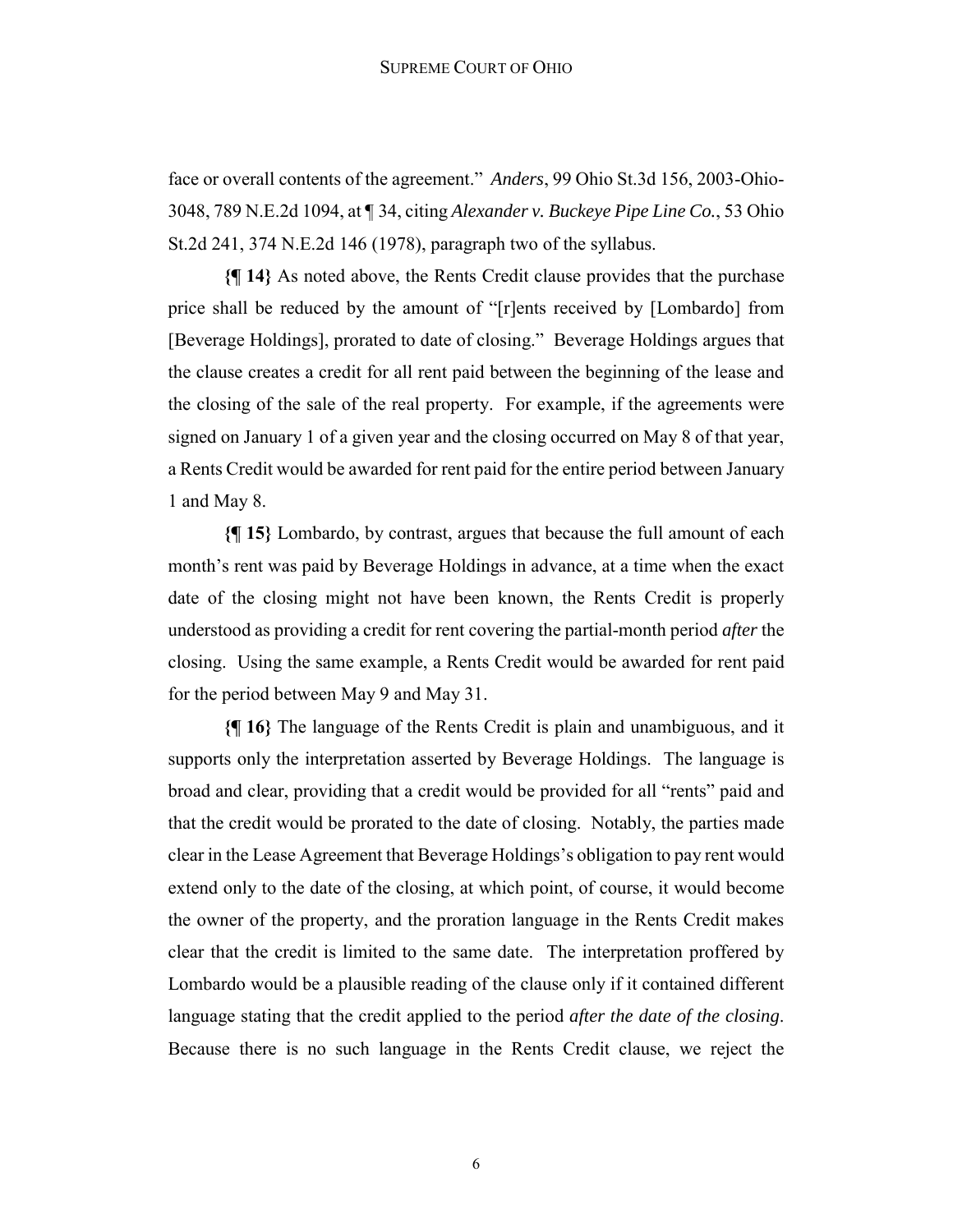face or overall contents of the agreement." *Anders*, 99 Ohio St.3d 156, 2003-Ohio-3048, 789 N.E.2d 1094, at ¶ 34, citing *Alexander v. Buckeye Pipe Line Co.*, 53 Ohio St.2d 241, 374 N.E.2d 146 (1978), paragraph two of the syllabus.

**{¶ 14}** As noted above, the Rents Credit clause provides that the purchase price shall be reduced by the amount of "[r]ents received by [Lombardo] from [Beverage Holdings], prorated to date of closing." Beverage Holdings argues that the clause creates a credit for all rent paid between the beginning of the lease and the closing of the sale of the real property. For example, if the agreements were signed on January 1 of a given year and the closing occurred on May 8 of that year, a Rents Credit would be awarded for rent paid for the entire period between January 1 and May 8.

**{¶ 15}** Lombardo, by contrast, argues that because the full amount of each month's rent was paid by Beverage Holdings in advance, at a time when the exact date of the closing might not have been known, the Rents Credit is properly understood as providing a credit for rent covering the partial-month period *after* the closing. Using the same example, a Rents Credit would be awarded for rent paid for the period between May 9 and May 31.

**{¶ 16}** The language of the Rents Credit is plain and unambiguous, and it supports only the interpretation asserted by Beverage Holdings. The language is broad and clear, providing that a credit would be provided for all "rents" paid and that the credit would be prorated to the date of closing. Notably, the parties made clear in the Lease Agreement that Beverage Holdings's obligation to pay rent would extend only to the date of the closing, at which point, of course, it would become the owner of the property, and the proration language in the Rents Credit makes clear that the credit is limited to the same date. The interpretation proffered by Lombardo would be a plausible reading of the clause only if it contained different language stating that the credit applied to the period *after the date of the closing*. Because there is no such language in the Rents Credit clause, we reject the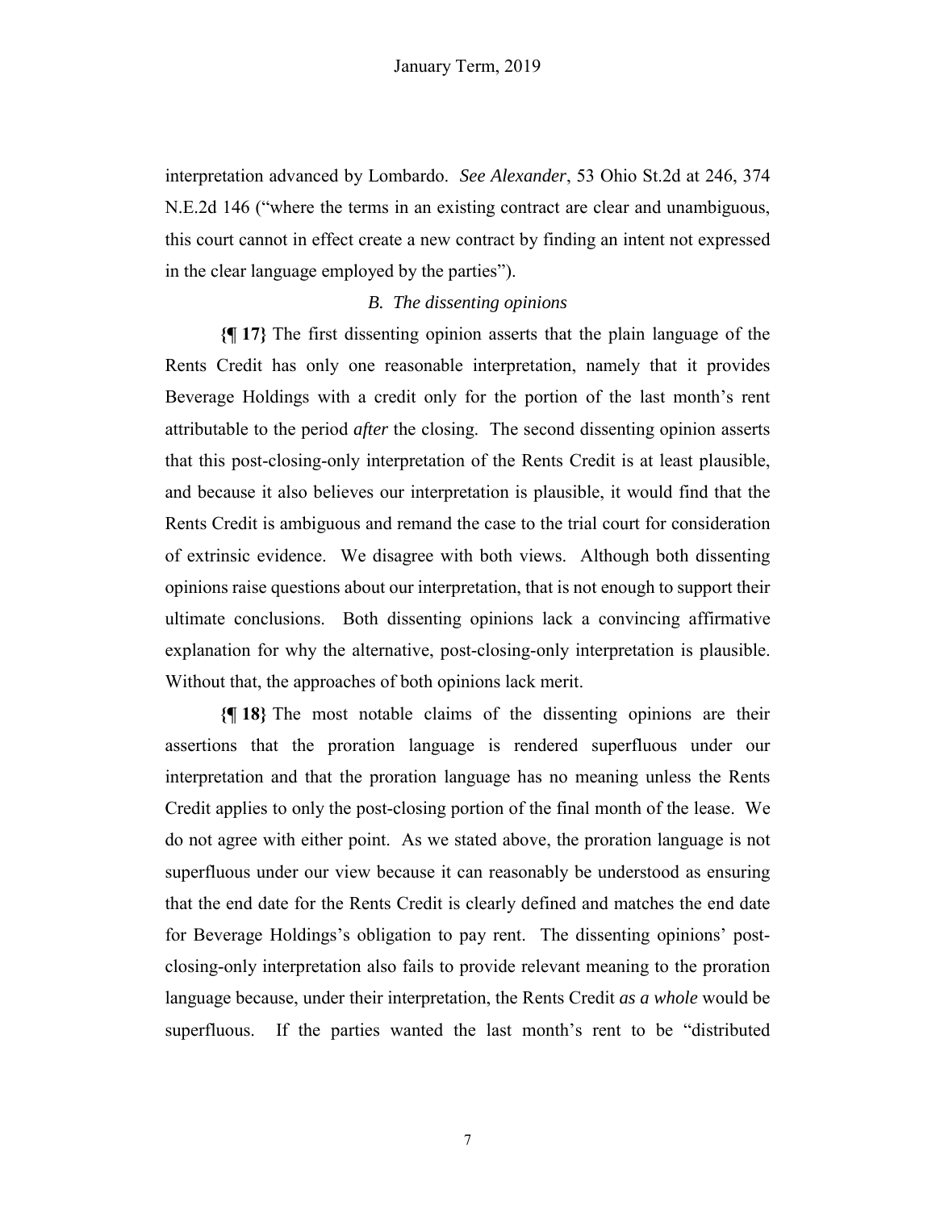interpretation advanced by Lombardo. *See Alexander*, 53 Ohio St.2d at 246, 374 N.E.2d 146 ("where the terms in an existing contract are clear and unambiguous, this court cannot in effect create a new contract by finding an intent not expressed in the clear language employed by the parties").

### *B. The dissenting opinions*

**{¶ 17}** The first dissenting opinion asserts that the plain language of the Rents Credit has only one reasonable interpretation, namely that it provides Beverage Holdings with a credit only for the portion of the last month's rent attributable to the period *after* the closing. The second dissenting opinion asserts that this post-closing-only interpretation of the Rents Credit is at least plausible, and because it also believes our interpretation is plausible, it would find that the Rents Credit is ambiguous and remand the case to the trial court for consideration of extrinsic evidence. We disagree with both views. Although both dissenting opinions raise questions about our interpretation, that is not enough to support their ultimate conclusions. Both dissenting opinions lack a convincing affirmative explanation for why the alternative, post-closing-only interpretation is plausible. Without that, the approaches of both opinions lack merit.

**{¶ 18}** The most notable claims of the dissenting opinions are their assertions that the proration language is rendered superfluous under our interpretation and that the proration language has no meaning unless the Rents Credit applies to only the post-closing portion of the final month of the lease. We do not agree with either point. As we stated above, the proration language is not superfluous under our view because it can reasonably be understood as ensuring that the end date for the Rents Credit is clearly defined and matches the end date for Beverage Holdings's obligation to pay rent. The dissenting opinions' post-closing-only interpretation also fails to provide relevant meaning to the proration language because, under their interpretation, the Rents Credit *as a whole* would be superfluous. If the parties wanted the last month's rent to be "distributed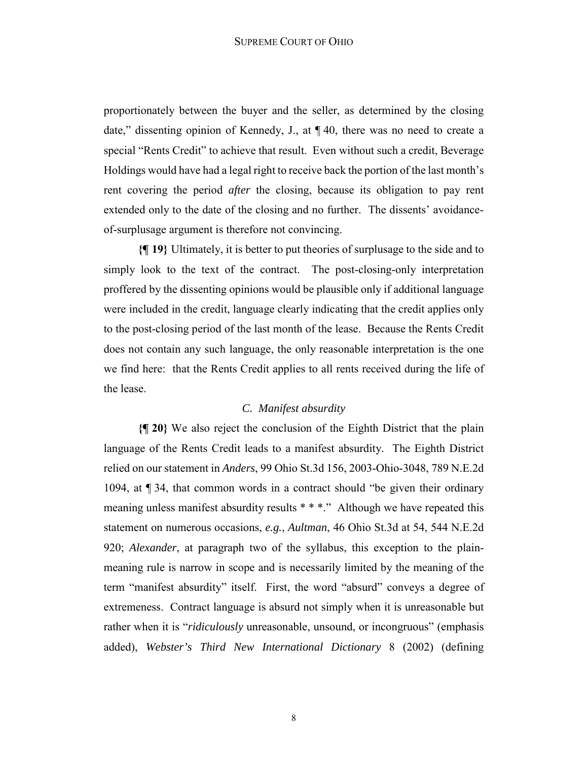proportionately between the buyer and the seller, as determined by the closing date," dissenting opinion of Kennedy, J., at ¶ 40, there was no need to create a special "Rents Credit" to achieve that result. Even without such a credit, Beverage Holdings would have had a legal right to receive back the portion of the last month's rent covering the period *after* the closing, because its obligation to pay rent extended only to the date of the closing and no further. The dissents' avoidance-of-surplusage argument is therefore not convincing.

**{¶ 19}** Ultimately, it is better to put theories of surplusage to the side and to simply look to the text of the contract. The post-closing-only interpretation proffered by the dissenting opinions would be plausible only if additional language were included in the credit, language clearly indicating that the credit applies only to the post-closing period of the last month of the lease. Because the Rents Credit does not contain any such language, the only reasonable interpretation is the one we find here: that the Rents Credit applies to all rents received during the life of the lease.

### *C. Manifest absurdity*

**{¶ 20}** We also reject the conclusion of the Eighth District that the plain language of the Rents Credit leads to a manifest absurdity. The Eighth District relied on our statement in *Anders*, 99 Ohio St.3d 156, 2003-Ohio-3048, 789 N.E.2d 1094, at ¶ 34, that common words in a contract should "be given their ordinary meaning unless manifest absurdity results * * *." Although we have repeated this statement on numerous occasions, *e.g.*, *Aultman*, 46 Ohio St.3d at 54, 544 N.E.2d 920; *Alexander*, at paragraph two of the syllabus, this exception to the plain-meaning rule is narrow in scope and is necessarily limited by the meaning of the term "manifest absurdity" itself. First, the word "absurd" conveys a degree of extremeness. Contract language is absurd not simply when it is unreasonable but rather when it is "*ridiculously* unreasonable, unsound, or incongruous" (emphasis added), *Webster's Third New International Dictionary* 8 (2002) (defining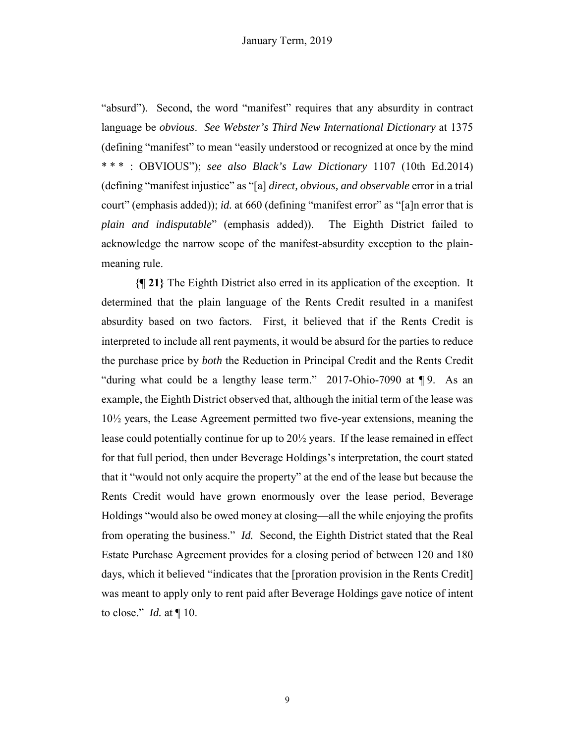"absurd"). Second, the word "manifest" requires that any absurdity in contract language be *obvious*. *See Webster's Third New International Dictionary* at 1375 (defining "manifest" to mean "easily understood or recognized at once by the mind * * * : OBVIOUS"); *see also Black's Law Dictionary* 1107 (10th Ed.2014) (defining "manifest injustice" as "[a] *direct, obvious, and observable* error in a trial court" (emphasis added)); *id.* at 660 (defining "manifest error" as "[a]n error that is *plain and indisputable*" (emphasis added)). The Eighth District failed to acknowledge the narrow scope of the manifest-absurdity exception to the plain-meaning rule.

**{¶ 21}** The Eighth District also erred in its application of the exception. It determined that the plain language of the Rents Credit resulted in a manifest absurdity based on two factors. First, it believed that if the Rents Credit is interpreted to include all rent payments, it would be absurd for the parties to reduce the purchase price by *both* the Reduction in Principal Credit and the Rents Credit "during what could be a lengthy lease term." 2017-Ohio-7090 at ¶ 9. As an example, the Eighth District observed that, although the initial term of the lease was 10½ years, the Lease Agreement permitted two five-year extensions, meaning the lease could potentially continue for up to 20½ years. If the lease remained in effect for that full period, then under Beverage Holdings's interpretation, the court stated that it "would not only acquire the property" at the end of the lease but because the Rents Credit would have grown enormously over the lease period, Beverage Holdings "would also be owed money at closing—all the while enjoying the profits from operating the business." *Id.* Second, the Eighth District stated that the Real Estate Purchase Agreement provides for a closing period of between 120 and 180 days, which it believed "indicates that the [proration provision in the Rents Credit] was meant to apply only to rent paid after Beverage Holdings gave notice of intent to close." *Id.* at ¶ 10.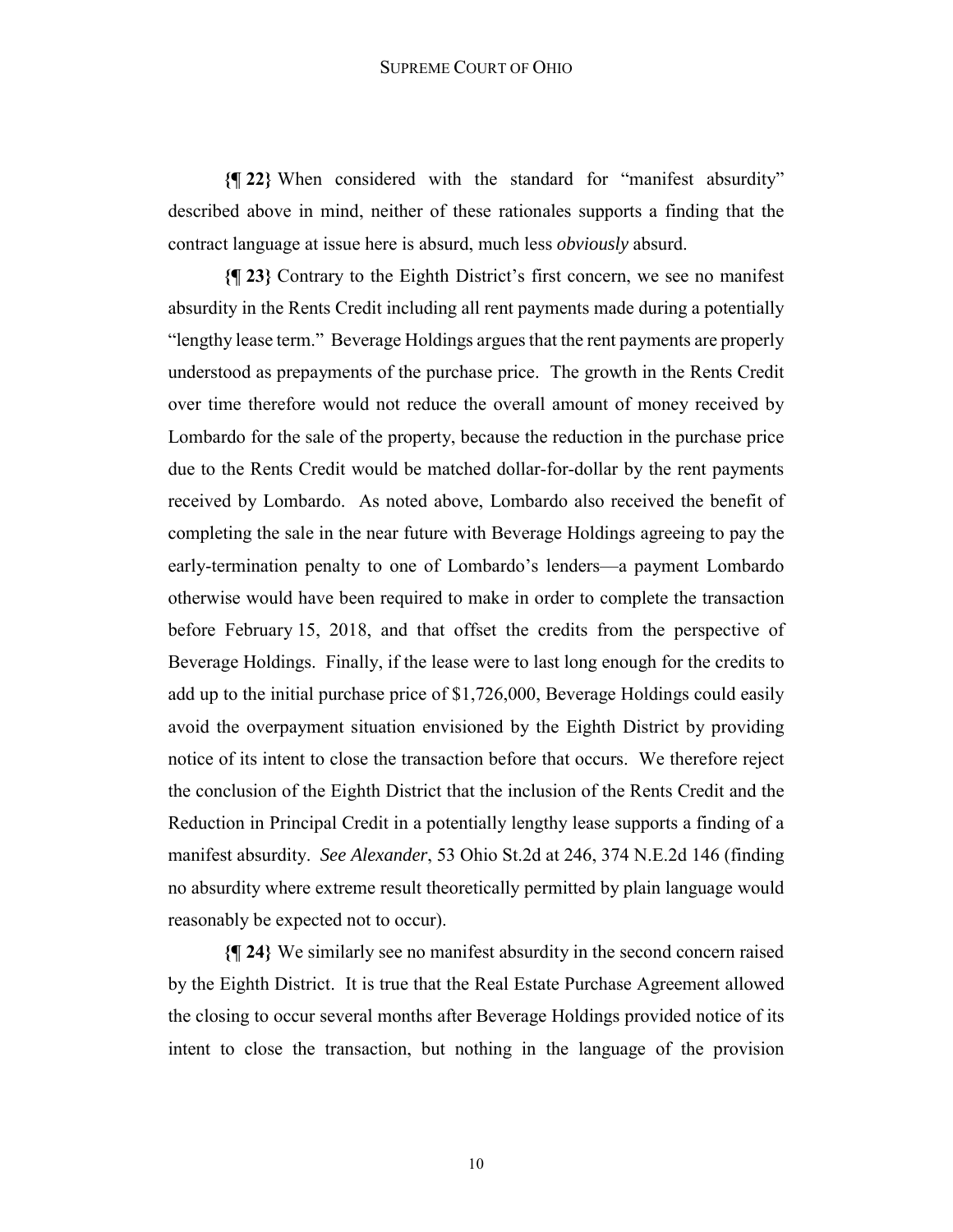**{¶ 22}** When considered with the standard for "manifest absurdity" described above in mind, neither of these rationales supports a finding that the contract language at issue here is absurd, much less *obviously* absurd.

**{¶ 23}** Contrary to the Eighth District's first concern, we see no manifest absurdity in the Rents Credit including all rent payments made during a potentially "lengthy lease term." Beverage Holdings argues that the rent payments are properly understood as prepayments of the purchase price. The growth in the Rents Credit over time therefore would not reduce the overall amount of money received by Lombardo for the sale of the property, because the reduction in the purchase price due to the Rents Credit would be matched dollar-for-dollar by the rent payments received by Lombardo. As noted above, Lombardo also received the benefit of completing the sale in the near future with Beverage Holdings agreeing to pay the early-termination penalty to one of Lombardo's lenders—a payment Lombardo otherwise would have been required to make in order to complete the transaction before February 15, 2018, and that offset the credits from the perspective of Beverage Holdings. Finally, if the lease were to last long enough for the credits to add up to the initial purchase price of $1,726,000, Beverage Holdings could easily avoid the overpayment situation envisioned by the Eighth District by providing notice of its intent to close the transaction before that occurs. We therefore reject the conclusion of the Eighth District that the inclusion of the Rents Credit and the Reduction in Principal Credit in a potentially lengthy lease supports a finding of a manifest absurdity. *See Alexander*, 53 Ohio St.2d at 246, 374 N.E.2d 146 (finding no absurdity where extreme result theoretically permitted by plain language would reasonably be expected not to occur).

**{¶ 24}** We similarly see no manifest absurdity in the second concern raised by the Eighth District. It is true that the Real Estate Purchase Agreement allowed the closing to occur several months after Beverage Holdings provided notice of its intent to close the transaction, but nothing in the language of the provision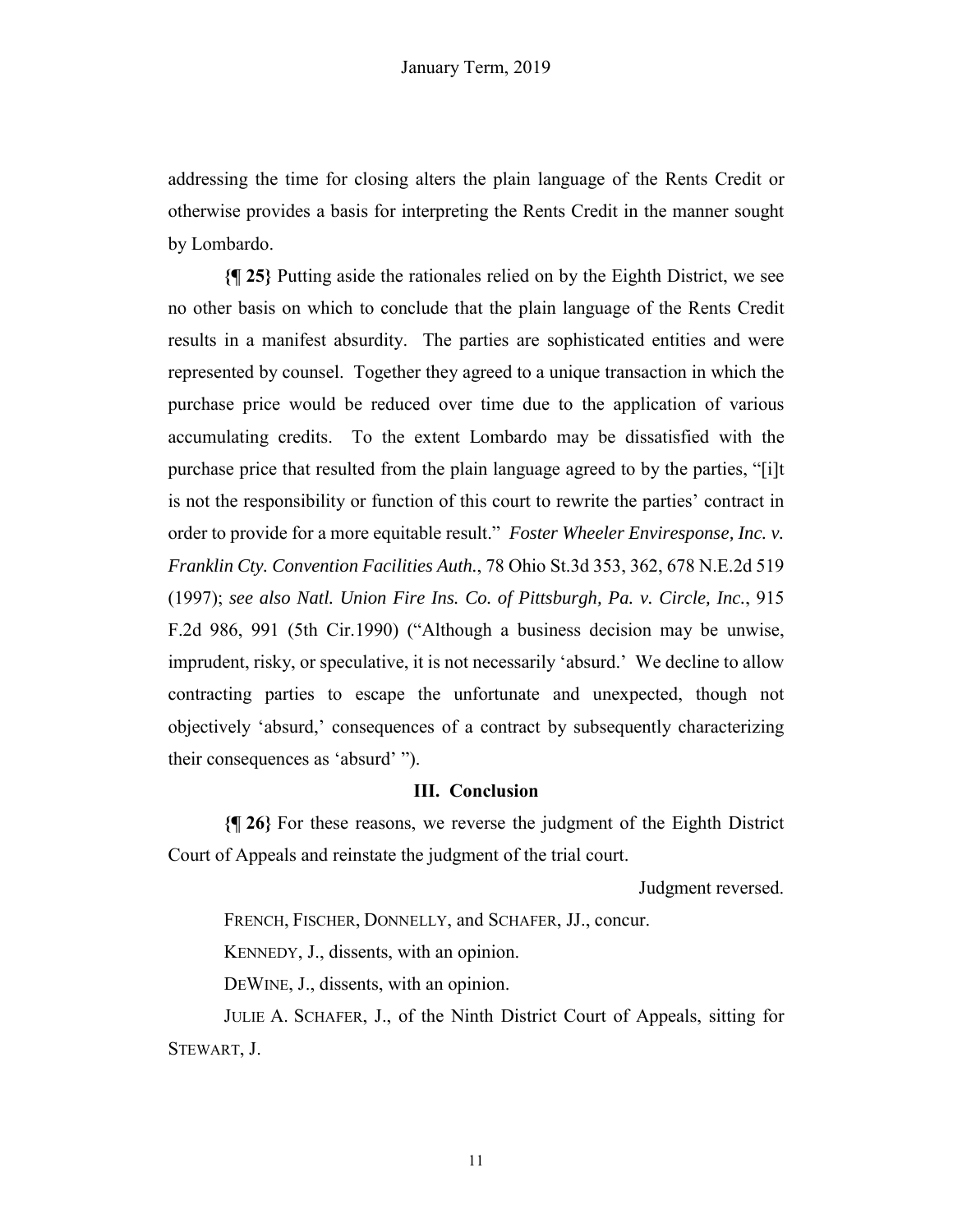addressing the time for closing alters the plain language of the Rents Credit or otherwise provides a basis for interpreting the Rents Credit in the manner sought by Lombardo.

**{¶ 25}** Putting aside the rationales relied on by the Eighth District, we see no other basis on which to conclude that the plain language of the Rents Credit results in a manifest absurdity. The parties are sophisticated entities and were represented by counsel. Together they agreed to a unique transaction in which the purchase price would be reduced over time due to the application of various accumulating credits. To the extent Lombardo may be dissatisfied with the purchase price that resulted from the plain language agreed to by the parties, "[i]t is not the responsibility or function of this court to rewrite the parties' contract in order to provide for a more equitable result." *Foster Wheeler Enviresponse, Inc. v. Franklin Cty. Convention Facilities Auth.*, 78 Ohio St.3d 353, 362, 678 N.E.2d 519 (1997); *see also Natl. Union Fire Ins. Co. of Pittsburgh, Pa. v. Circle, Inc.*, 915 F.2d 986, 991 (5th Cir.1990) ("Although a business decision may be unwise, imprudent, risky, or speculative, it is not necessarily 'absurd.' We decline to allow contracting parties to escape the unfortunate and unexpected, though not objectively 'absurd,' consequences of a contract by subsequently characterizing their consequences as 'absurd' ").

### III. Conclusion

**{¶ 26}** For these reasons, we reverse the judgment of the Eighth District Court of Appeals and reinstate the judgment of the trial court.

Judgment reversed.

FRENCH, FISCHER, DONNELLY, and SCHAFER, JJ., concur.

KENNEDY, J., dissents, with an opinion.

DEWINE, J., dissents, with an opinion.

JULIE A. SCHAFER, J., of the Ninth District Court of Appeals, sitting for STEWART, J.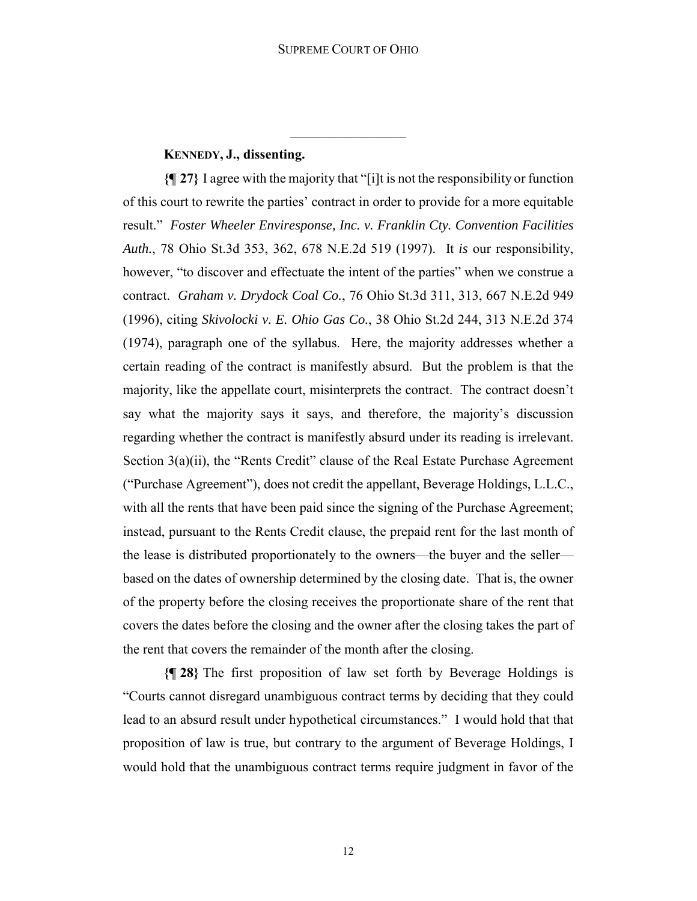---

**KENNEDY, J., dissenting.**

**{¶ 27}** I agree with the majority that "[i]t is not the responsibility or function of this court to rewrite the parties' contract in order to provide for a more equitable result." *Foster Wheeler Enviresponse, Inc. v. Franklin Cty. Convention Facilities Auth.*, 78 Ohio St.3d 353, 362, 678 N.E.2d 519 (1997). It *is* our responsibility, however, "to discover and effectuate the intent of the parties" when we construe a contract. *Graham v. Drydock Coal Co.*, 76 Ohio St.3d 311, 313, 667 N.E.2d 949 (1996), citing *Skivolocki v. E. Ohio Gas Co.*, 38 Ohio St.2d 244, 313 N.E.2d 374 (1974), paragraph one of the syllabus. Here, the majority addresses whether a certain reading of the contract is manifestly absurd. But the problem is that the majority, like the appellate court, misinterprets the contract. The contract doesn't say what the majority says it says, and therefore, the majority's discussion regarding whether the contract is manifestly absurd under its reading is irrelevant. Section 3(a)(ii), the "Rents Credit" clause of the Real Estate Purchase Agreement ("Purchase Agreement"), does not credit the appellant, Beverage Holdings, L.L.C., with all the rents that have been paid since the signing of the Purchase Agreement; instead, pursuant to the Rents Credit clause, the prepaid rent for the last month of the lease is distributed proportionately to the owners—the buyer and the seller—based on the dates of ownership determined by the closing date. That is, the owner of the property before the closing receives the proportionate share of the rent that covers the dates before the closing and the owner after the closing takes the part of the rent that covers the remainder of the month after the closing.

**{¶ 28}** The first proposition of law set forth by Beverage Holdings is "Courts cannot disregard unambiguous contract terms by deciding that they could lead to an absurd result under hypothetical circumstances." I would hold that that proposition of law is true, but contrary to the argument of Beverage Holdings, I would hold that the unambiguous contract terms require judgment in favor of the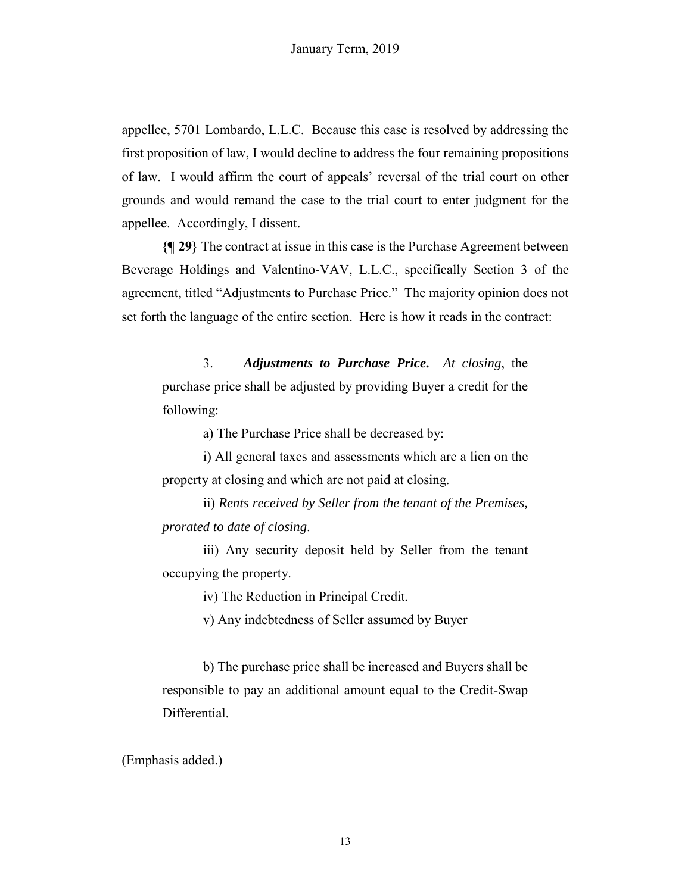appellee, 5701 Lombardo, L.L.C. Because this case is resolved by addressing the first proposition of law, I would decline to address the four remaining propositions of law. I would affirm the court of appeals' reversal of the trial court on other grounds and would remand the case to the trial court to enter judgment for the appellee. Accordingly, I dissent.

**{¶ 29}** The contract at issue in this case is the Purchase Agreement between Beverage Holdings and Valentino-VAV, L.L.C., specifically Section 3 of the agreement, titled "Adjustments to Purchase Price." The majority opinion does not set forth the language of the entire section. Here is how it reads in the contract:

> 3. ***Adjustments to Purchase Price.*** *At closing*, the purchase price shall be adjusted by providing Buyer a credit for the following:
>
> a) The Purchase Price shall be decreased by:
>
> i) All general taxes and assessments which are a lien on the property at closing and which are not paid at closing.
>
> ii) *Rents received by Seller from the tenant of the Premises, prorated to date of closing*.
>
> iii) Any security deposit held by Seller from the tenant occupying the property.
>
> iv) The Reduction in Principal Credit.
>
> v) Any indebtedness of Seller assumed by Buyer
>
> b) The purchase price shall be increased and Buyers shall be responsible to pay an additional amount equal to the Credit-Swap Differential.

(Emphasis added.)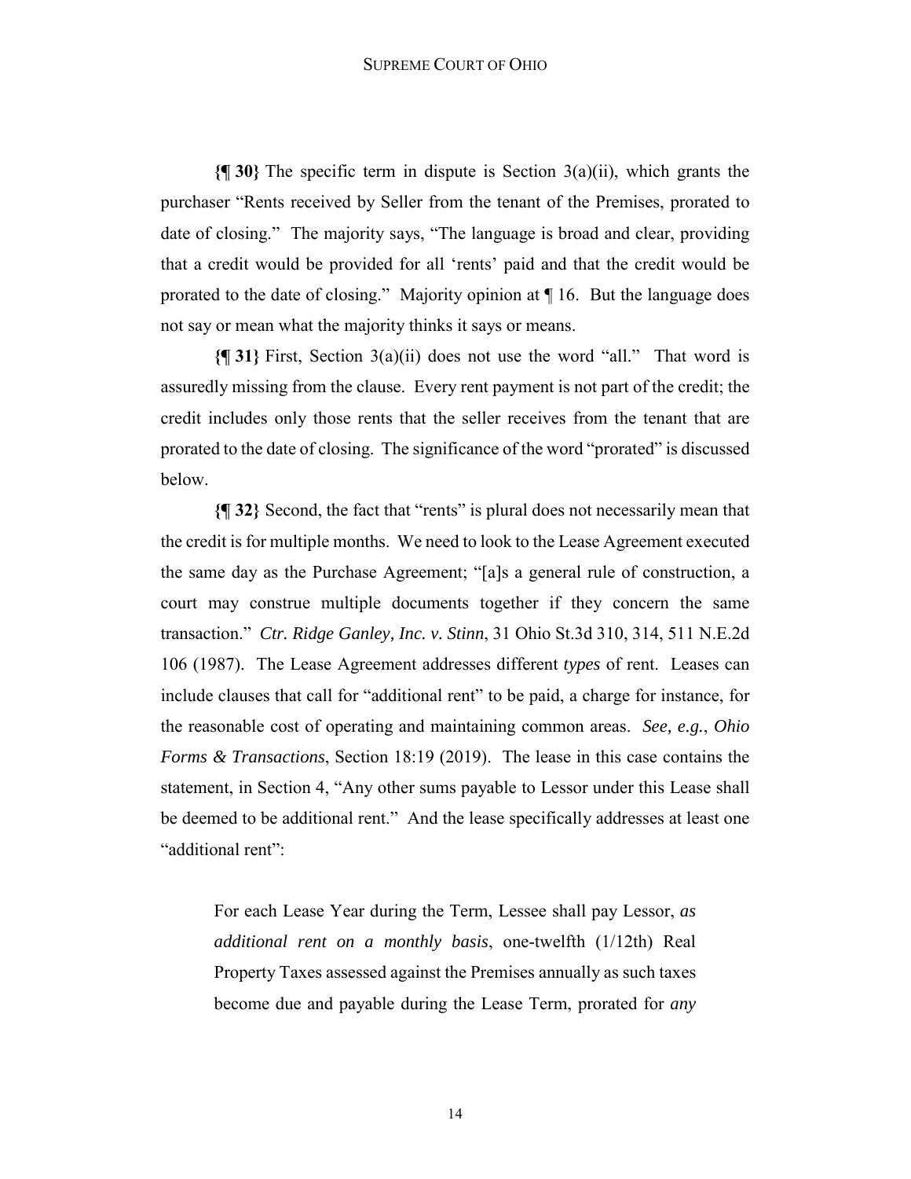**{¶ 30}** The specific term in dispute is Section 3(a)(ii), which grants the purchaser "Rents received by Seller from the tenant of the Premises, prorated to date of closing." The majority says, "The language is broad and clear, providing that a credit would be provided for all 'rents' paid and that the credit would be prorated to the date of closing." Majority opinion at ¶ 16. But the language does not say or mean what the majority thinks it says or means.

**{¶ 31}** First, Section 3(a)(ii) does not use the word "all." That word is assuredly missing from the clause. Every rent payment is not part of the credit; the credit includes only those rents that the seller receives from the tenant that are prorated to the date of closing. The significance of the word "prorated" is discussed below.

**{¶ 32}** Second, the fact that "rents" is plural does not necessarily mean that the credit is for multiple months. We need to look to the Lease Agreement executed the same day as the Purchase Agreement; "[a]s a general rule of construction, a court may construe multiple documents together if they concern the same transaction." *Ctr. Ridge Ganley, Inc. v. Stinn*, 31 Ohio St.3d 310, 314, 511 N.E.2d 106 (1987). The Lease Agreement addresses different *types* of rent. Leases can include clauses that call for "additional rent" to be paid, a charge for instance, for the reasonable cost of operating and maintaining common areas. *See, e.g.*, *Ohio Forms & Transactions*, Section 18:19 (2019). The lease in this case contains the statement, in Section 4, "Any other sums payable to Lessor under this Lease shall be deemed to be additional rent." And the lease specifically addresses at least one "additional rent":

> For each Lease Year during the Term, Lessee shall pay Lessor, *as additional rent on a monthly basis*, one-twelfth (1/12th) Real Property Taxes assessed against the Premises annually as such taxes become due and payable during the Lease Term, prorated for *any*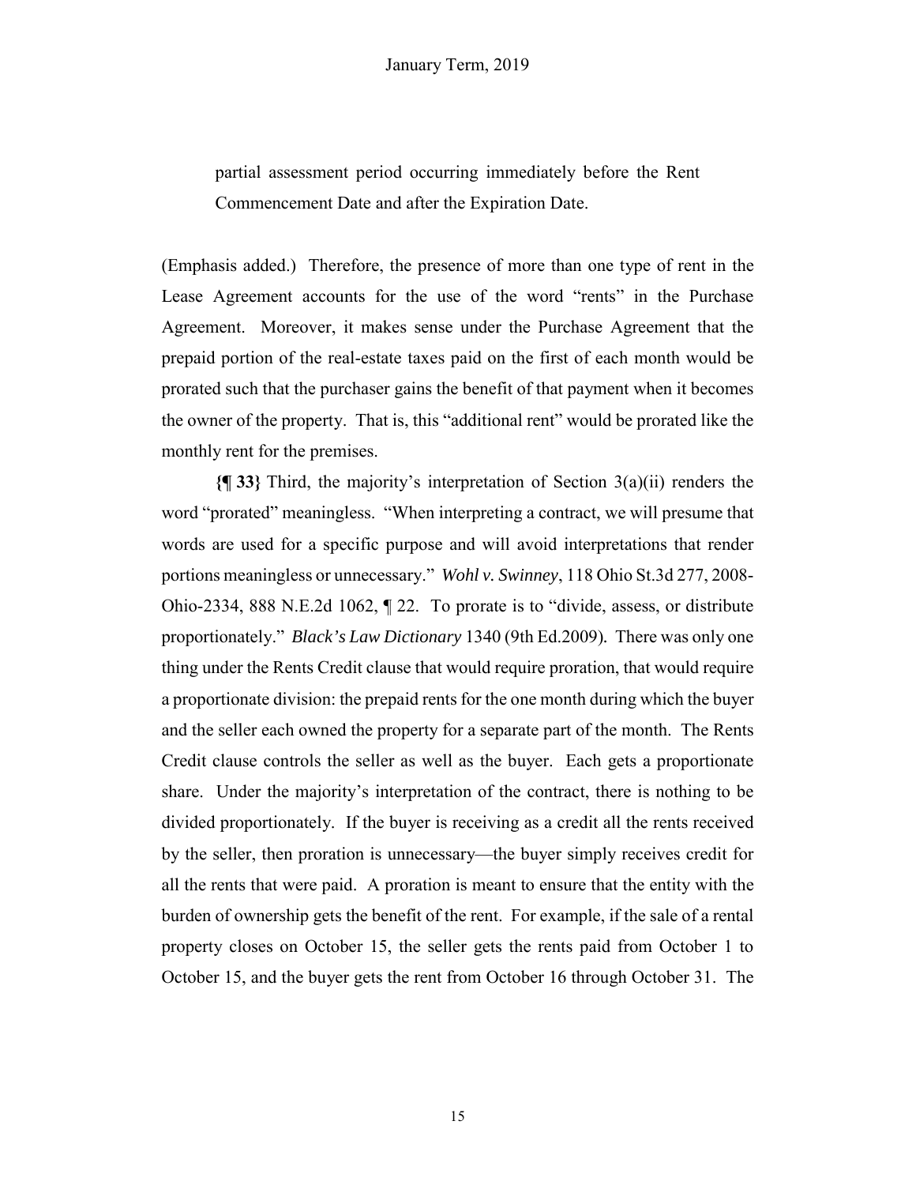> partial assessment period occurring immediately before the Rent Commencement Date and after the Expiration Date.

(Emphasis added.) Therefore, the presence of more than one type of rent in the Lease Agreement accounts for the use of the word "rents" in the Purchase Agreement. Moreover, it makes sense under the Purchase Agreement that the prepaid portion of the real-estate taxes paid on the first of each month would be prorated such that the purchaser gains the benefit of that payment when it becomes the owner of the property. That is, this "additional rent" would be prorated like the monthly rent for the premises.

**{¶ 33}** Third, the majority's interpretation of Section 3(a)(ii) renders the word "prorated" meaningless. "When interpreting a contract, we will presume that words are used for a specific purpose and will avoid interpretations that render portions meaningless or unnecessary." *Wohl v. Swinney*, 118 Ohio St.3d 277, 2008-Ohio-2334, 888 N.E.2d 1062, ¶ 22. To prorate is to "divide, assess, or distribute proportionately." *Black's Law Dictionary* 1340 (9th Ed.2009). There was only one thing under the Rents Credit clause that would require proration, that would require a proportionate division: the prepaid rents for the one month during which the buyer and the seller each owned the property for a separate part of the month. The Rents Credit clause controls the seller as well as the buyer. Each gets a proportionate share. Under the majority's interpretation of the contract, there is nothing to be divided proportionately. If the buyer is receiving as a credit all the rents received by the seller, then proration is unnecessary—the buyer simply receives credit for all the rents that were paid. A proration is meant to ensure that the entity with the burden of ownership gets the benefit of the rent. For example, if the sale of a rental property closes on October 15, the seller gets the rents paid from October 1 to October 15, and the buyer gets the rent from October 16 through October 31. The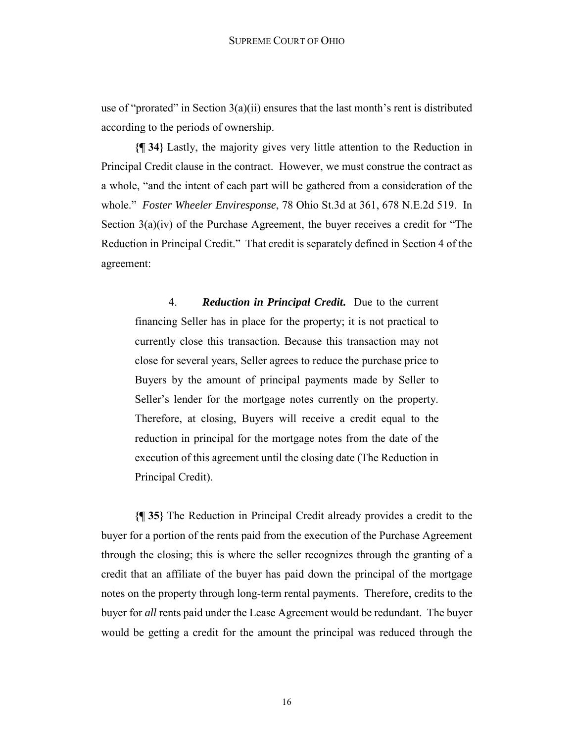use of "prorated" in Section 3(a)(ii) ensures that the last month's rent is distributed according to the periods of ownership.

**{¶ 34}** Lastly, the majority gives very little attention to the Reduction in Principal Credit clause in the contract. However, we must construe the contract as a whole, "and the intent of each part will be gathered from a consideration of the whole." *Foster Wheeler Enviresponse*, 78 Ohio St.3d at 361, 678 N.E.2d 519. In Section 3(a)(iv) of the Purchase Agreement, the buyer receives a credit for "The Reduction in Principal Credit." That credit is separately defined in Section 4 of the agreement:

> 4. ***Reduction in Principal Credit.*** Due to the current financing Seller has in place for the property; it is not practical to currently close this transaction. Because this transaction may not close for several years, Seller agrees to reduce the purchase price to Buyers by the amount of principal payments made by Seller to Seller's lender for the mortgage notes currently on the property. Therefore, at closing, Buyers will receive a credit equal to the reduction in principal for the mortgage notes from the date of the execution of this agreement until the closing date (The Reduction in Principal Credit).

**{¶ 35}** The Reduction in Principal Credit already provides a credit to the buyer for a portion of the rents paid from the execution of the Purchase Agreement through the closing; this is where the seller recognizes through the granting of a credit that an affiliate of the buyer has paid down the principal of the mortgage notes on the property through long-term rental payments. Therefore, credits to the buyer for *all* rents paid under the Lease Agreement would be redundant. The buyer would be getting a credit for the amount the principal was reduced through the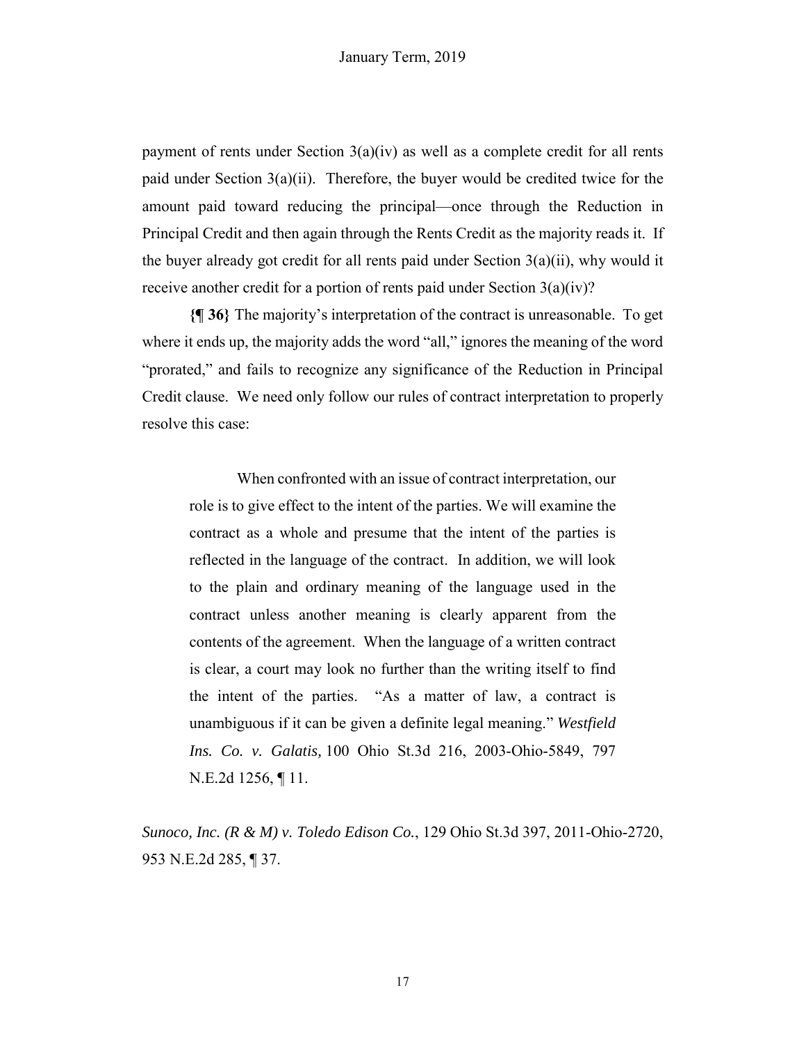payment of rents under Section 3(a)(iv) as well as a complete credit for all rents paid under Section 3(a)(ii). Therefore, the buyer would be credited twice for the amount paid toward reducing the principal—once through the Reduction in Principal Credit and then again through the Rents Credit as the majority reads it. If the buyer already got credit for all rents paid under Section 3(a)(ii), why would it receive another credit for a portion of rents paid under Section 3(a)(iv)?

**{¶ 36}** The majority's interpretation of the contract is unreasonable. To get where it ends up, the majority adds the word "all," ignores the meaning of the word "prorated," and fails to recognize any significance of the Reduction in Principal Credit clause. We need only follow our rules of contract interpretation to properly resolve this case:

> When confronted with an issue of contract interpretation, our role is to give effect to the intent of the parties. We will examine the contract as a whole and presume that the intent of the parties is reflected in the language of the contract. In addition, we will look to the plain and ordinary meaning of the language used in the contract unless another meaning is clearly apparent from the contents of the agreement. When the language of a written contract is clear, a court may look no further than the writing itself to find the intent of the parties. "As a matter of law, a contract is unambiguous if it can be given a definite legal meaning." *Westfield Ins. Co. v. Galatis,* 100 Ohio St.3d 216, 2003-Ohio-5849, 797 N.E.2d 1256, ¶ 11.

*Sunoco, Inc. (R & M) v. Toledo Edison Co.*, 129 Ohio St.3d 397, 2011-Ohio-2720, 953 N.E.2d 285, ¶ 37.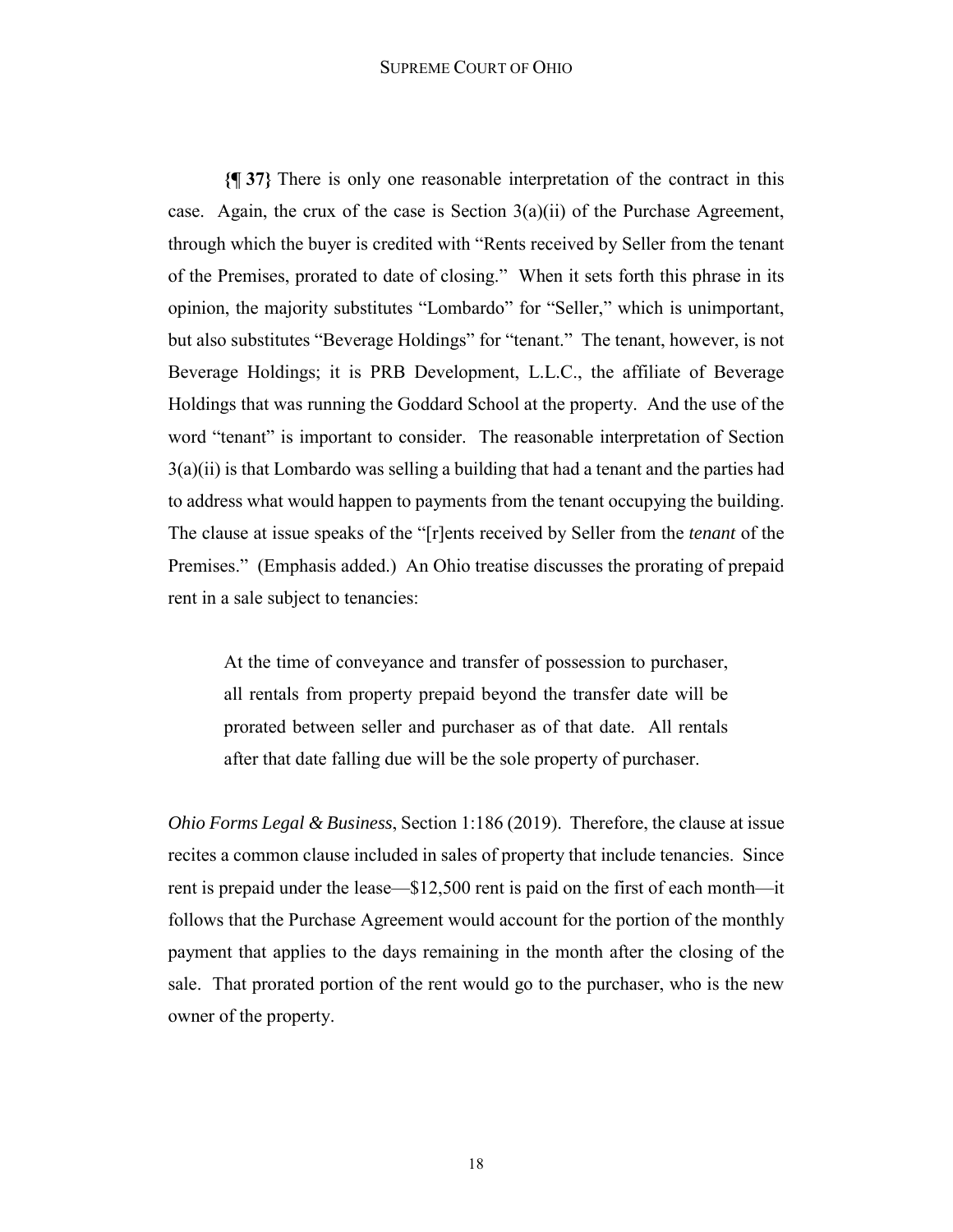**{¶ 37}** There is only one reasonable interpretation of the contract in this case. Again, the crux of the case is Section 3(a)(ii) of the Purchase Agreement, through which the buyer is credited with "Rents received by Seller from the tenant of the Premises, prorated to date of closing." When it sets forth this phrase in its opinion, the majority substitutes "Lombardo" for "Seller," which is unimportant, but also substitutes "Beverage Holdings" for "tenant." The tenant, however, is not Beverage Holdings; it is PRB Development, L.L.C., the affiliate of Beverage Holdings that was running the Goddard School at the property. And the use of the word "tenant" is important to consider. The reasonable interpretation of Section 3(a)(ii) is that Lombardo was selling a building that had a tenant and the parties had to address what would happen to payments from the tenant occupying the building. The clause at issue speaks of the "[r]ents received by Seller from the *tenant* of the Premises." (Emphasis added.) An Ohio treatise discusses the prorating of prepaid rent in a sale subject to tenancies:

> At the time of conveyance and transfer of possession to purchaser, all rentals from property prepaid beyond the transfer date will be prorated between seller and purchaser as of that date. All rentals after that date falling due will be the sole property of purchaser.

*Ohio Forms Legal & Business*, Section 1:186 (2019). Therefore, the clause at issue recites a common clause included in sales of property that include tenancies. Since rent is prepaid under the lease—$12,500 rent is paid on the first of each month—it follows that the Purchase Agreement would account for the portion of the monthly payment that applies to the days remaining in the month after the closing of the sale. That prorated portion of the rent would go to the purchaser, who is the new owner of the property.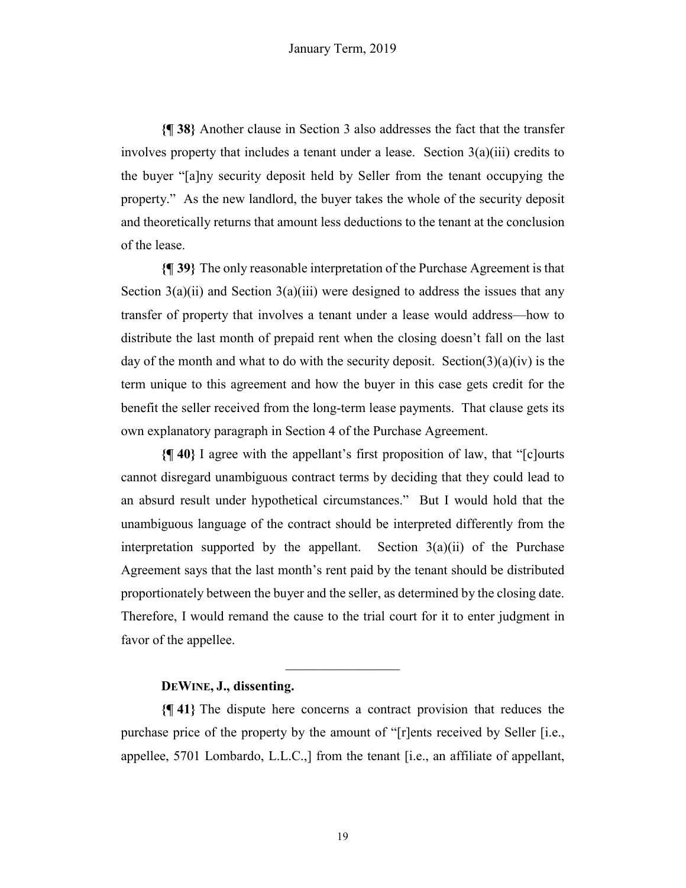**{¶ 38}** Another clause in Section 3 also addresses the fact that the transfer involves property that includes a tenant under a lease. Section 3(a)(iii) credits to the buyer "[a]ny security deposit held by Seller from the tenant occupying the property." As the new landlord, the buyer takes the whole of the security deposit and theoretically returns that amount less deductions to the tenant at the conclusion of the lease.

**{¶ 39}** The only reasonable interpretation of the Purchase Agreement is that Section 3(a)(ii) and Section 3(a)(iii) were designed to address the issues that any transfer of property that involves a tenant under a lease would address—how to distribute the last month of prepaid rent when the closing doesn't fall on the last day of the month and what to do with the security deposit. Section(3)(a)(iv) is the term unique to this agreement and how the buyer in this case gets credit for the benefit the seller received from the long-term lease payments. That clause gets its own explanatory paragraph in Section 4 of the Purchase Agreement.

**{¶ 40}** I agree with the appellant's first proposition of law, that "[c]ourts cannot disregard unambiguous contract terms by deciding that they could lead to an absurd result under hypothetical circumstances." But I would hold that the unambiguous language of the contract should be interpreted differently from the interpretation supported by the appellant. Section 3(a)(ii) of the Purchase Agreement says that the last month's rent paid by the tenant should be distributed proportionately between the buyer and the seller, as determined by the closing date. Therefore, I would remand the cause to the trial court for it to enter judgment in favor of the appellee.

---

**DEWINE, J., dissenting.**

**{¶ 41}** The dispute here concerns a contract provision that reduces the purchase price of the property by the amount of "[r]ents received by Seller [i.e., appellee, 5701 Lombardo, L.L.C.,] from the tenant [i.e., an affiliate of appellant,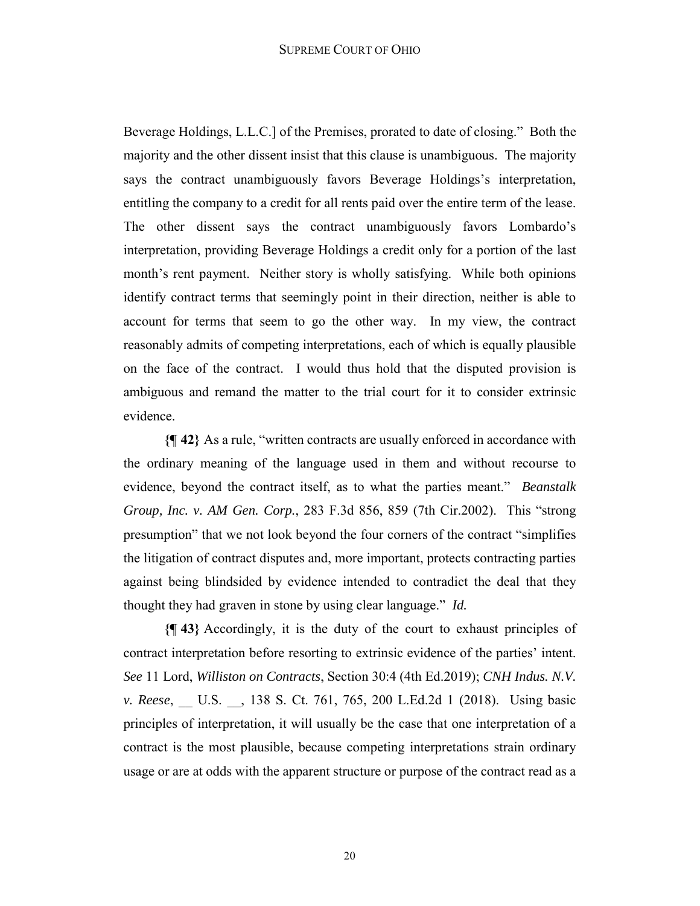Beverage Holdings, L.L.C.] of the Premises, prorated to date of closing." Both the majority and the other dissent insist that this clause is unambiguous. The majority says the contract unambiguously favors Beverage Holdings's interpretation, entitling the company to a credit for all rents paid over the entire term of the lease. The other dissent says the contract unambiguously favors Lombardo's interpretation, providing Beverage Holdings a credit only for a portion of the last month's rent payment. Neither story is wholly satisfying. While both opinions identify contract terms that seemingly point in their direction, neither is able to account for terms that seem to go the other way. In my view, the contract reasonably admits of competing interpretations, each of which is equally plausible on the face of the contract. I would thus hold that the disputed provision is ambiguous and remand the matter to the trial court for it to consider extrinsic evidence.

**{¶ 42}** As a rule, "written contracts are usually enforced in accordance with the ordinary meaning of the language used in them and without recourse to evidence, beyond the contract itself, as to what the parties meant." *Beanstalk Group, Inc. v. AM Gen. Corp.*, 283 F.3d 856, 859 (7th Cir.2002). This "strong presumption" that we not look beyond the four corners of the contract "simplifies the litigation of contract disputes and, more important, protects contracting parties against being blindsided by evidence intended to contradict the deal that they thought they had graven in stone by using clear language." *Id.*

**{¶ 43}** Accordingly, it is the duty of the court to exhaust principles of contract interpretation before resorting to extrinsic evidence of the parties' intent. *See* 11 Lord, *Williston on Contracts*, Section 30:4 (4th Ed.2019); *CNH Indus. N.V. v. Reese*, \_\_ U.S. \_\_, 138 S. Ct. 761, 765, 200 L.Ed.2d 1 (2018). Using basic principles of interpretation, it will usually be the case that one interpretation of a contract is the most plausible, because competing interpretations strain ordinary usage or are at odds with the apparent structure or purpose of the contract read as a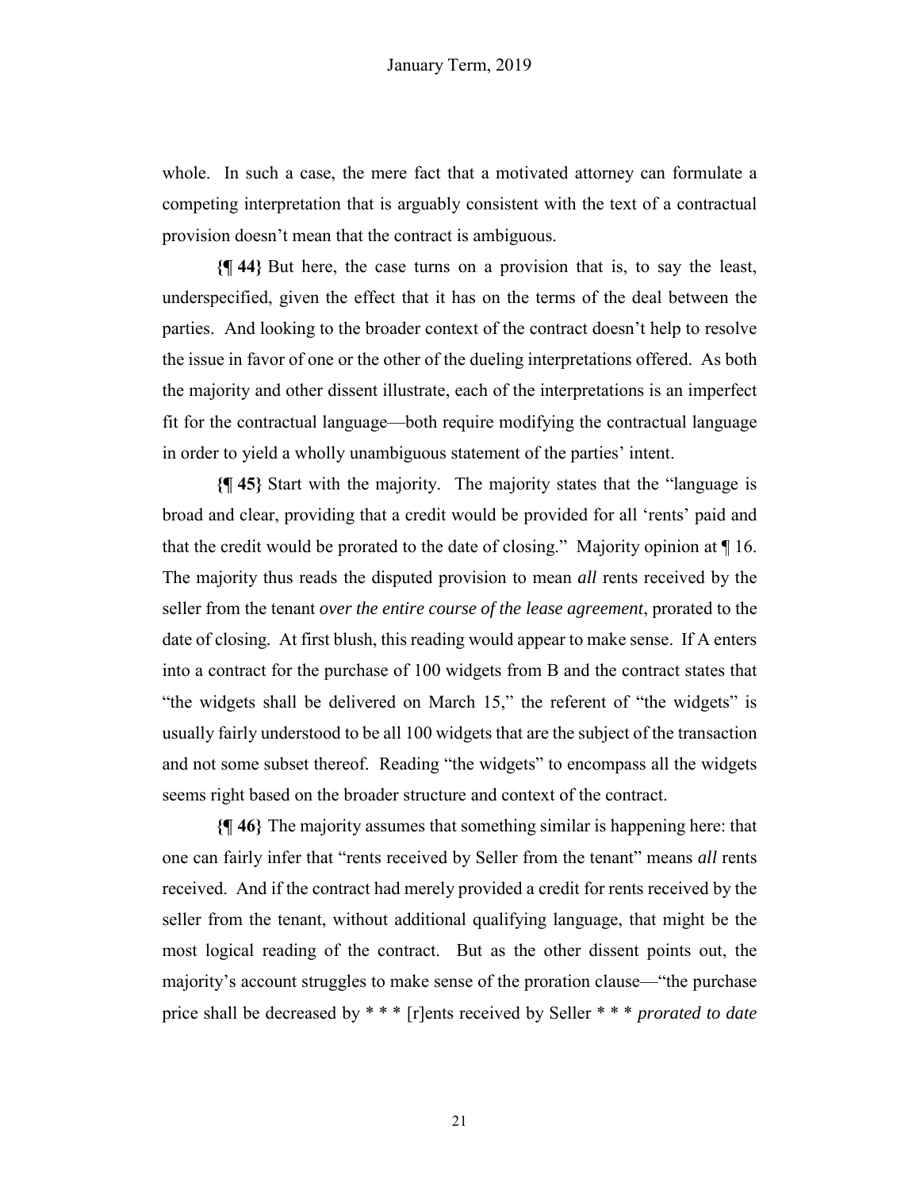whole. In such a case, the mere fact that a motivated attorney can formulate a competing interpretation that is arguably consistent with the text of a contractual provision doesn't mean that the contract is ambiguous.

**{¶ 44}** But here, the case turns on a provision that is, to say the least, underspecified, given the effect that it has on the terms of the deal between the parties. And looking to the broader context of the contract doesn't help to resolve the issue in favor of one or the other of the dueling interpretations offered. As both the majority and other dissent illustrate, each of the interpretations is an imperfect fit for the contractual language—both require modifying the contractual language in order to yield a wholly unambiguous statement of the parties' intent.

**{¶ 45}** Start with the majority. The majority states that the "language is broad and clear, providing that a credit would be provided for all 'rents' paid and that the credit would be prorated to the date of closing." Majority opinion at ¶ 16. The majority thus reads the disputed provision to mean *all* rents received by the seller from the tenant *over the entire course of the lease agreement*, prorated to the date of closing. At first blush, this reading would appear to make sense. If A enters into a contract for the purchase of 100 widgets from B and the contract states that "the widgets shall be delivered on March 15," the referent of "the widgets" is usually fairly understood to be all 100 widgets that are the subject of the transaction and not some subset thereof. Reading "the widgets" to encompass all the widgets seems right based on the broader structure and context of the contract.

**{¶ 46}** The majority assumes that something similar is happening here: that one can fairly infer that "rents received by Seller from the tenant" means *all* rents received. And if the contract had merely provided a credit for rents received by the seller from the tenant, without additional qualifying language, that might be the most logical reading of the contract. But as the other dissent points out, the majority's account struggles to make sense of the proration clause—"the purchase price shall be decreased by * * * [r]ents received by Seller * * * *prorated to date*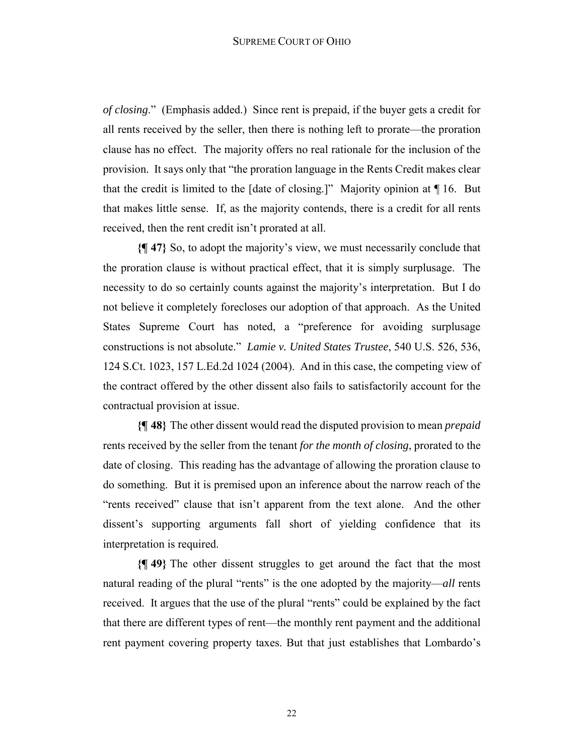*of closing*." (Emphasis added.) Since rent is prepaid, if the buyer gets a credit for all rents received by the seller, then there is nothing left to prorate—the proration clause has no effect. The majority offers no real rationale for the inclusion of the provision. It says only that "the proration language in the Rents Credit makes clear that the credit is limited to the [date of closing.]" Majority opinion at ¶ 16. But that makes little sense. If, as the majority contends, there is a credit for all rents received, then the rent credit isn't prorated at all.

**{¶ 47}** So, to adopt the majority's view, we must necessarily conclude that the proration clause is without practical effect, that it is simply surplusage. The necessity to do so certainly counts against the majority's interpretation. But I do not believe it completely forecloses our adoption of that approach. As the United States Supreme Court has noted, a "preference for avoiding surplusage constructions is not absolute." *Lamie v. United States Trustee*, 540 U.S. 526, 536, 124 S.Ct. 1023, 157 L.Ed.2d 1024 (2004). And in this case, the competing view of the contract offered by the other dissent also fails to satisfactorily account for the contractual provision at issue.

**{¶ 48}** The other dissent would read the disputed provision to mean *prepaid* rents received by the seller from the tenant *for the month of closing*, prorated to the date of closing. This reading has the advantage of allowing the proration clause to do something. But it is premised upon an inference about the narrow reach of the "rents received" clause that isn't apparent from the text alone. And the other dissent's supporting arguments fall short of yielding confidence that its interpretation is required.

**{¶ 49}** The other dissent struggles to get around the fact that the most natural reading of the plural "rents" is the one adopted by the majority—*all* rents received. It argues that the use of the plural "rents" could be explained by the fact that there are different types of rent—the monthly rent payment and the additional rent payment covering property taxes. But that just establishes that Lombardo's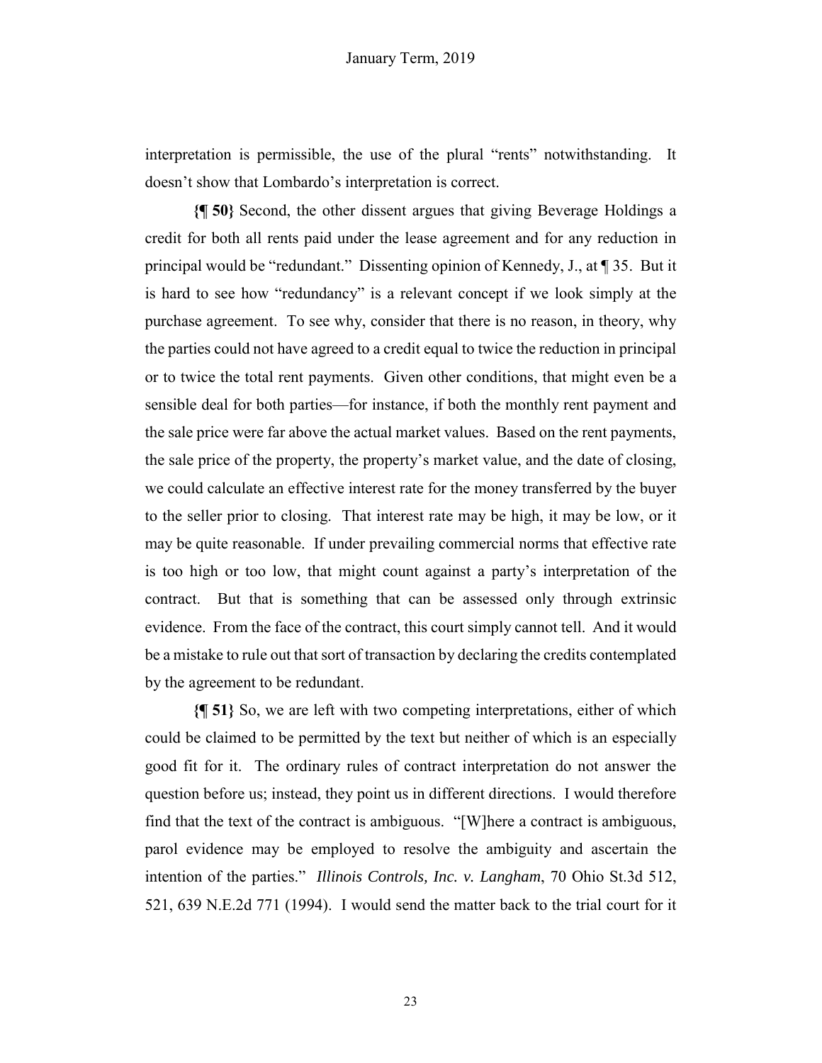interpretation is permissible, the use of the plural "rents" notwithstanding. It doesn't show that Lombardo's interpretation is correct.

**{¶ 50}** Second, the other dissent argues that giving Beverage Holdings a credit for both all rents paid under the lease agreement and for any reduction in principal would be "redundant." Dissenting opinion of Kennedy, J., at ¶ 35. But it is hard to see how "redundancy" is a relevant concept if we look simply at the purchase agreement. To see why, consider that there is no reason, in theory, why the parties could not have agreed to a credit equal to twice the reduction in principal or to twice the total rent payments. Given other conditions, that might even be a sensible deal for both parties—for instance, if both the monthly rent payment and the sale price were far above the actual market values. Based on the rent payments, the sale price of the property, the property's market value, and the date of closing, we could calculate an effective interest rate for the money transferred by the buyer to the seller prior to closing. That interest rate may be high, it may be low, or it may be quite reasonable. If under prevailing commercial norms that effective rate is too high or too low, that might count against a party's interpretation of the contract. But that is something that can be assessed only through extrinsic evidence. From the face of the contract, this court simply cannot tell. And it would be a mistake to rule out that sort of transaction by declaring the credits contemplated by the agreement to be redundant.

**{¶ 51}** So, we are left with two competing interpretations, either of which could be claimed to be permitted by the text but neither of which is an especially good fit for it. The ordinary rules of contract interpretation do not answer the question before us; instead, they point us in different directions. I would therefore find that the text of the contract is ambiguous. "[W]here a contract is ambiguous, parol evidence may be employed to resolve the ambiguity and ascertain the intention of the parties." *Illinois Controls, Inc. v. Langham*, 70 Ohio St.3d 512, 521, 639 N.E.2d 771 (1994). I would send the matter back to the trial court for it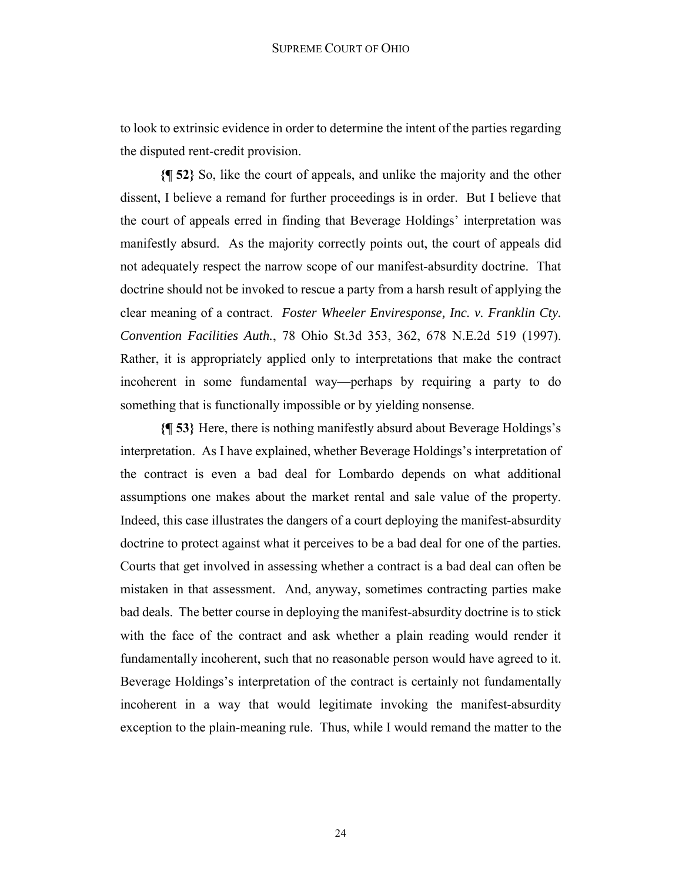to look to extrinsic evidence in order to determine the intent of the parties regarding the disputed rent-credit provision.

**{¶ 52}** So, like the court of appeals, and unlike the majority and the other dissent, I believe a remand for further proceedings is in order. But I believe that the court of appeals erred in finding that Beverage Holdings' interpretation was manifestly absurd. As the majority correctly points out, the court of appeals did not adequately respect the narrow scope of our manifest-absurdity doctrine. That doctrine should not be invoked to rescue a party from a harsh result of applying the clear meaning of a contract. *Foster Wheeler Enviresponse, Inc. v. Franklin Cty. Convention Facilities Auth.*, 78 Ohio St.3d 353, 362, 678 N.E.2d 519 (1997). Rather, it is appropriately applied only to interpretations that make the contract incoherent in some fundamental way—perhaps by requiring a party to do something that is functionally impossible or by yielding nonsense.

**{¶ 53}** Here, there is nothing manifestly absurd about Beverage Holdings's interpretation. As I have explained, whether Beverage Holdings's interpretation of the contract is even a bad deal for Lombardo depends on what additional assumptions one makes about the market rental and sale value of the property. Indeed, this case illustrates the dangers of a court deploying the manifest-absurdity doctrine to protect against what it perceives to be a bad deal for one of the parties. Courts that get involved in assessing whether a contract is a bad deal can often be mistaken in that assessment. And, anyway, sometimes contracting parties make bad deals. The better course in deploying the manifest-absurdity doctrine is to stick with the face of the contract and ask whether a plain reading would render it fundamentally incoherent, such that no reasonable person would have agreed to it. Beverage Holdings's interpretation of the contract is certainly not fundamentally incoherent in a way that would legitimate invoking the manifest-absurdity exception to the plain-meaning rule. Thus, while I would remand the matter to the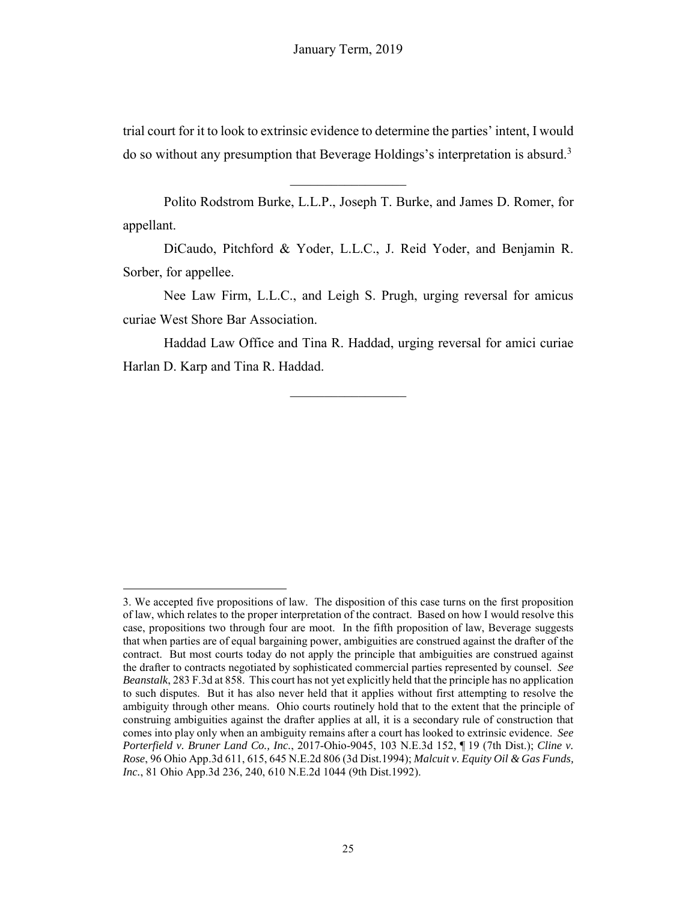trial court for it to look to extrinsic evidence to determine the parties' intent, I would do so without any presumption that Beverage Holdings's interpretation is absurd.[3]

---

Polito Rodstrom Burke, L.L.P., Joseph T. Burke, and James D. Romer, for appellant.

DiCaudo, Pitchford & Yoder, L.L.C., J. Reid Yoder, and Benjamin R. Sorber, for appellee.

Nee Law Firm, L.L.C., and Leigh S. Prugh, urging reversal for amicus curiae West Shore Bar Association.

Haddad Law Office and Tina R. Haddad, urging reversal for amici curiae Harlan D. Karp and Tina R. Haddad.

---

3. We accepted five propositions of law. The disposition of this case turns on the first proposition of law, which relates to the proper interpretation of the contract. Based on how I would resolve this case, propositions two through four are moot. In the fifth proposition of law, Beverage suggests that when parties are of equal bargaining power, ambiguities are construed against the drafter of the contract. But most courts today do not apply the principle that ambiguities are construed against the drafter to contracts negotiated by sophisticated commercial parties represented by counsel. *See Beanstalk*, 283 F.3d at 858. This court has not yet explicitly held that the principle has no application to such disputes. But it has also never held that it applies without first attempting to resolve the ambiguity through other means. Ohio courts routinely hold that to the extent that the principle of construing ambiguities against the drafter applies at all, it is a secondary rule of construction that comes into play only when an ambiguity remains after a court has looked to extrinsic evidence. *See Porterfield v. Bruner Land Co., Inc.*, 2017-Ohio-9045, 103 N.E.3d 152, ¶ 19 (7th Dist.); *Cline v. Rose*, 96 Ohio App.3d 611, 615, 645 N.E.2d 806 (3d Dist.1994); *Malcuit v. Equity Oil & Gas Funds, Inc.*, 81 Ohio App.3d 236, 240, 610 N.E.2d 1044 (9th Dist.1992).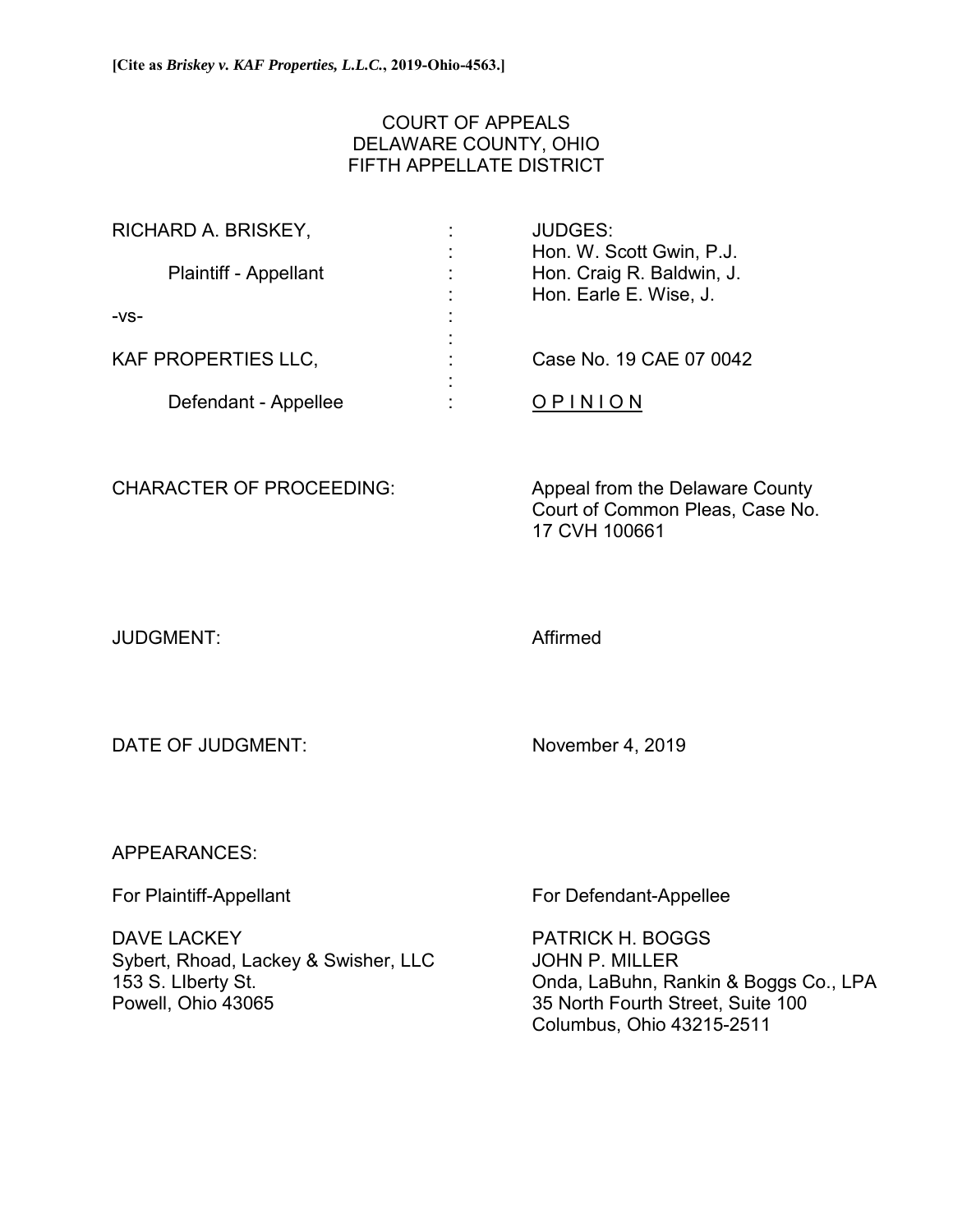**[Cite as *Briskey v. KAF Properties, L.L.C.*, 2019-Ohio-4563.]**

COURT OF APPEALS
DELAWARE COUNTY, OHIO
FIFTH APPELLATE DISTRICT

| | | |
|---|---|---|
| RICHARD A. BRISKEY, | : | JUDGES: |
| | : | Hon. W. Scott Gwin, P.J. |
| Plaintiff - Appellant | : | Hon. Craig R. Baldwin, J. |
| | : | Hon. Earle E. Wise, J. |
| -vs- | : | |
| | : | |
| KAF PROPERTIES LLC, | : | Case No. 19 CAE 07 0042 |
| | : | |
| Defendant - Appellee | : | O P I N I O N |

CHARACTER OF PROCEEDING: Appeal from the Delaware County Court of Common Pleas, Case No. 17 CVH 100661

JUDGMENT: Affirmed

DATE OF JUDGMENT: November 4, 2019

APPEARANCES:

For Plaintiff-Appellant

DAVE LACKEY
Sybert, Rhoad, Lackey & Swisher, LLC
153 S. LIberty St.
Powell, Ohio 43065

For Defendant-Appellee

PATRICK H. BOGGS
JOHN P. MILLER
Onda, LaBuhn, Rankin & Boggs Co., LPA
35 North Fourth Street, Suite 100
Columbus, Ohio 43215-2511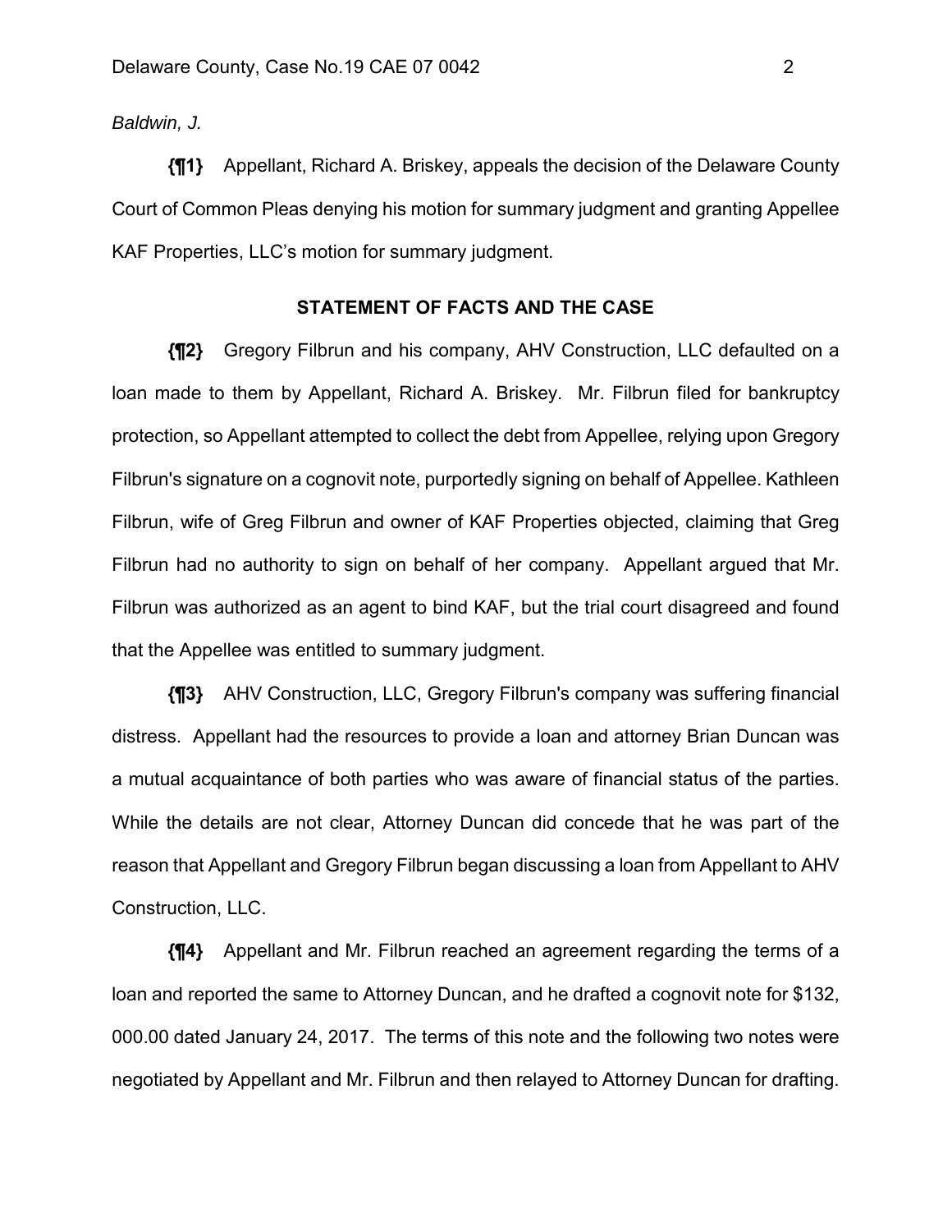*Baldwin, J.*

**{¶1}** Appellant, Richard A. Briskey, appeals the decision of the Delaware County Court of Common Pleas denying his motion for summary judgment and granting Appellee KAF Properties, LLC's motion for summary judgment.

## STATEMENT OF FACTS AND THE CASE

**{¶2}** Gregory Filbrun and his company, AHV Construction, LLC defaulted on a loan made to them by Appellant, Richard A. Briskey. Mr. Filbrun filed for bankruptcy protection, so Appellant attempted to collect the debt from Appellee, relying upon Gregory Filbrun's signature on a cognovit note, purportedly signing on behalf of Appellee. Kathleen Filbrun, wife of Greg Filbrun and owner of KAF Properties objected, claiming that Greg Filbrun had no authority to sign on behalf of her company. Appellant argued that Mr. Filbrun was authorized as an agent to bind KAF, but the trial court disagreed and found that the Appellee was entitled to summary judgment.

**{¶3}** AHV Construction, LLC, Gregory Filbrun's company was suffering financial distress. Appellant had the resources to provide a loan and attorney Brian Duncan was a mutual acquaintance of both parties who was aware of financial status of the parties. While the details are not clear, Attorney Duncan did concede that he was part of the reason that Appellant and Gregory Filbrun began discussing a loan from Appellant to AHV Construction, LLC.

**{¶4}** Appellant and Mr. Filbrun reached an agreement regarding the terms of a loan and reported the same to Attorney Duncan, and he drafted a cognovit note for $132, 000.00 dated January 24, 2017. The terms of this note and the following two notes were negotiated by Appellant and Mr. Filbrun and then relayed to Attorney Duncan for drafting.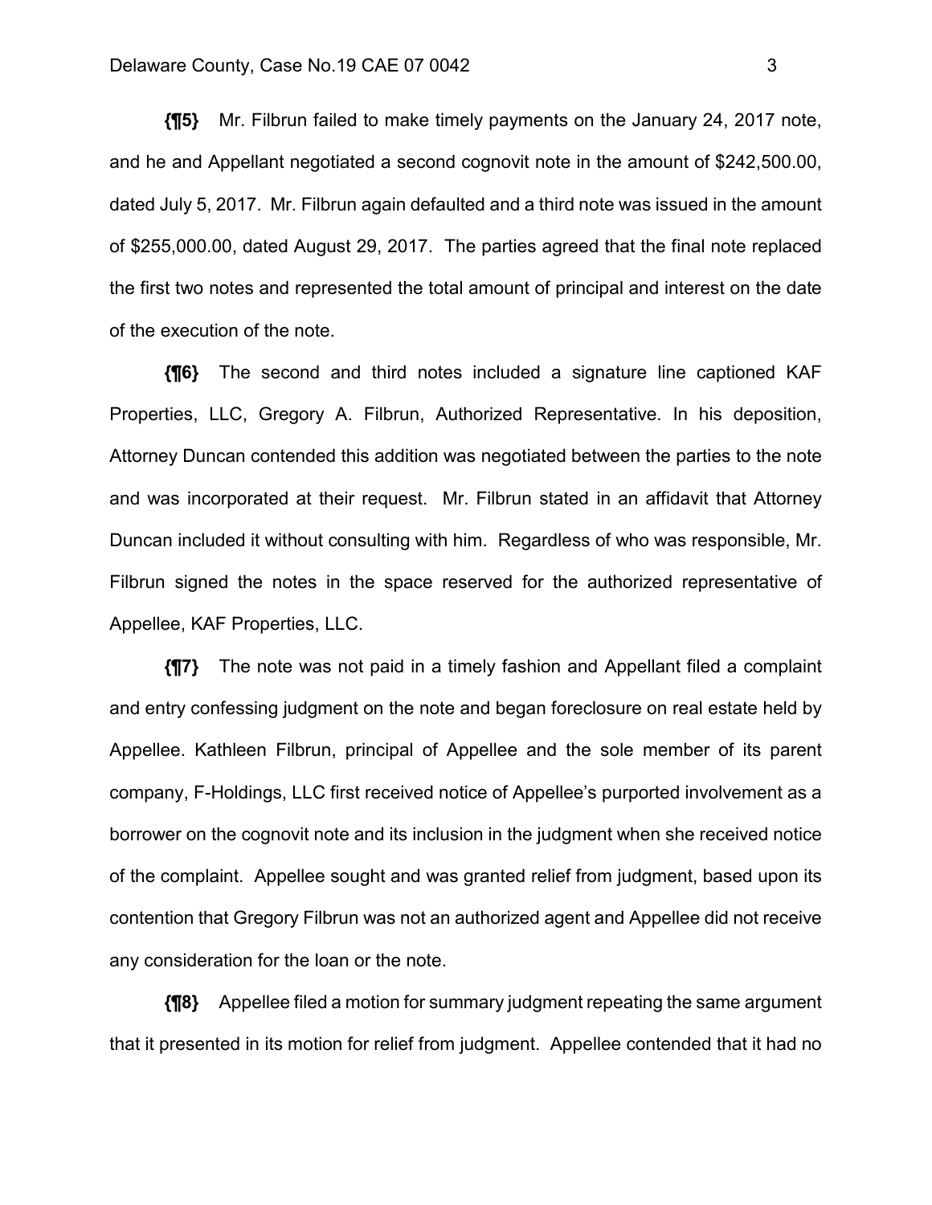**{¶5}** Mr. Filbrun failed to make timely payments on the January 24, 2017 note, and he and Appellant negotiated a second cognovit note in the amount of $242,500.00, dated July 5, 2017. Mr. Filbrun again defaulted and a third note was issued in the amount of $255,000.00, dated August 29, 2017. The parties agreed that the final note replaced the first two notes and represented the total amount of principal and interest on the date of the execution of the note.

**{¶6}** The second and third notes included a signature line captioned KAF Properties, LLC, Gregory A. Filbrun, Authorized Representative. In his deposition, Attorney Duncan contended this addition was negotiated between the parties to the note and was incorporated at their request. Mr. Filbrun stated in an affidavit that Attorney Duncan included it without consulting with him. Regardless of who was responsible, Mr. Filbrun signed the notes in the space reserved for the authorized representative of Appellee, KAF Properties, LLC.

**{¶7}** The note was not paid in a timely fashion and Appellant filed a complaint and entry confessing judgment on the note and began foreclosure on real estate held by Appellee. Kathleen Filbrun, principal of Appellee and the sole member of its parent company, F-Holdings, LLC first received notice of Appellee's purported involvement as a borrower on the cognovit note and its inclusion in the judgment when she received notice of the complaint. Appellee sought and was granted relief from judgment, based upon its contention that Gregory Filbrun was not an authorized agent and Appellee did not receive any consideration for the loan or the note.

**{¶8}** Appellee filed a motion for summary judgment repeating the same argument that it presented in its motion for relief from judgment. Appellee contended that it had no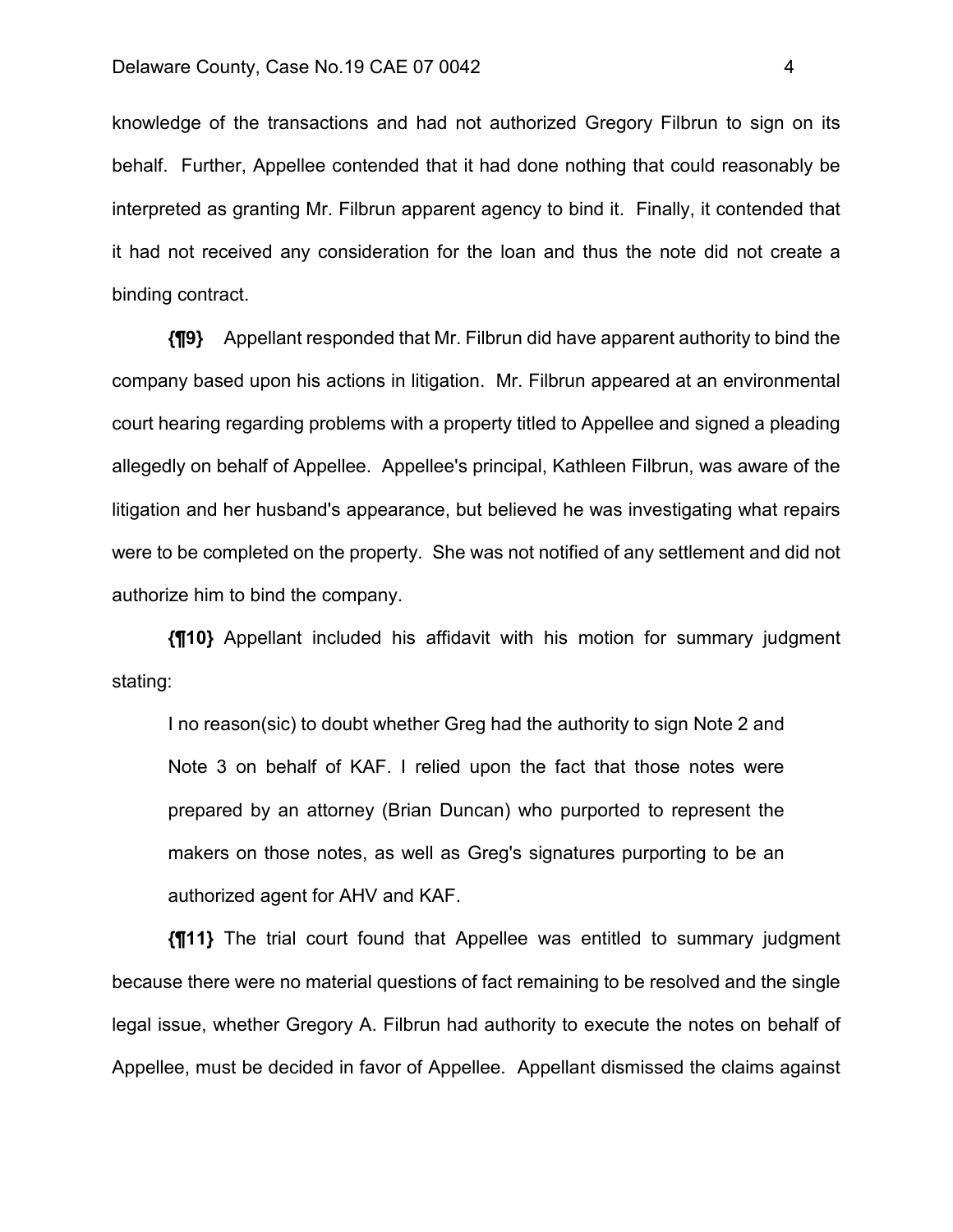knowledge of the transactions and had not authorized Gregory Filbrun to sign on its behalf. Further, Appellee contended that it had done nothing that could reasonably be interpreted as granting Mr. Filbrun apparent agency to bind it. Finally, it contended that it had not received any consideration for the loan and thus the note did not create a binding contract.

**{¶9}** Appellant responded that Mr. Filbrun did have apparent authority to bind the company based upon his actions in litigation. Mr. Filbrun appeared at an environmental court hearing regarding problems with a property titled to Appellee and signed a pleading allegedly on behalf of Appellee. Appellee's principal, Kathleen Filbrun, was aware of the litigation and her husband's appearance, but believed he was investigating what repairs were to be completed on the property. She was not notified of any settlement and did not authorize him to bind the company.

**{¶10}** Appellant included his affidavit with his motion for summary judgment stating:

> I no reason(sic) to doubt whether Greg had the authority to sign Note 2 and Note 3 on behalf of KAF. I relied upon the fact that those notes were prepared by an attorney (Brian Duncan) who purported to represent the makers on those notes, as well as Greg's signatures purporting to be an authorized agent for AHV and KAF.

**{¶11}** The trial court found that Appellee was entitled to summary judgment because there were no material questions of fact remaining to be resolved and the single legal issue, whether Gregory A. Filbrun had authority to execute the notes on behalf of Appellee, must be decided in favor of Appellee. Appellant dismissed the claims against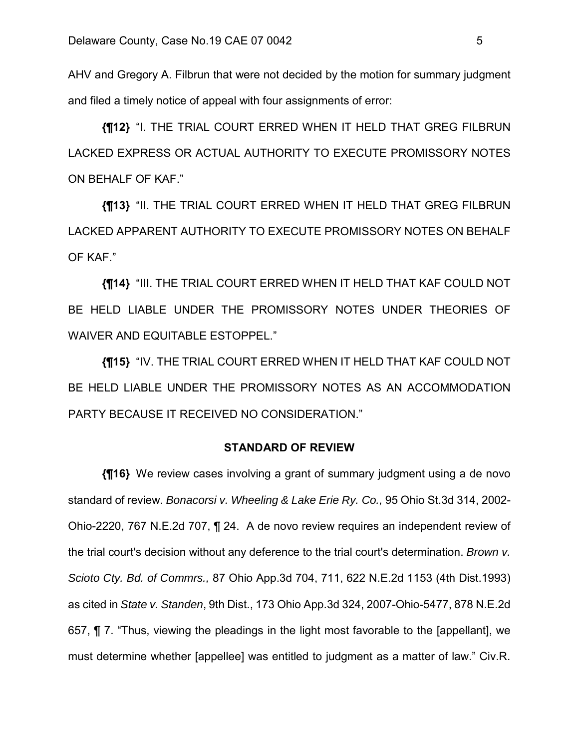AHV and Gregory A. Filbrun that were not decided by the motion for summary judgment and filed a timely notice of appeal with four assignments of error:

**{¶12}** "I. THE TRIAL COURT ERRED WHEN IT HELD THAT GREG FILBRUN LACKED EXPRESS OR ACTUAL AUTHORITY TO EXECUTE PROMISSORY NOTES ON BEHALF OF KAF."

**{¶13}** "II. THE TRIAL COURT ERRED WHEN IT HELD THAT GREG FILBRUN LACKED APPARENT AUTHORITY TO EXECUTE PROMISSORY NOTES ON BEHALF OF KAF."

**{¶14}** "III. THE TRIAL COURT ERRED WHEN IT HELD THAT KAF COULD NOT BE HELD LIABLE UNDER THE PROMISSORY NOTES UNDER THEORIES OF WAIVER AND EQUITABLE ESTOPPEL."

**{¶15}** "IV. THE TRIAL COURT ERRED WHEN IT HELD THAT KAF COULD NOT BE HELD LIABLE UNDER THE PROMISSORY NOTES AS AN ACCOMMODATION PARTY BECAUSE IT RECEIVED NO CONSIDERATION."

## STANDARD OF REVIEW

**{¶16}** We review cases involving a grant of summary judgment using a de novo standard of review. *Bonacorsi v. Wheeling & Lake Erie Ry. Co.,* 95 Ohio St.3d 314, 2002-Ohio-2220, 767 N.E.2d 707, ¶ 24. A de novo review requires an independent review of the trial court's decision without any deference to the trial court's determination. *Brown v. Scioto Cty. Bd. of Commrs.,* 87 Ohio App.3d 704, 711, 622 N.E.2d 1153 (4th Dist.1993) as cited in *State v. Standen*, 9th Dist., 173 Ohio App.3d 324, 2007-Ohio-5477, 878 N.E.2d 657, ¶ 7. "Thus, viewing the pleadings in the light most favorable to the [appellant], we must determine whether [appellee] was entitled to judgment as a matter of law." Civ.R.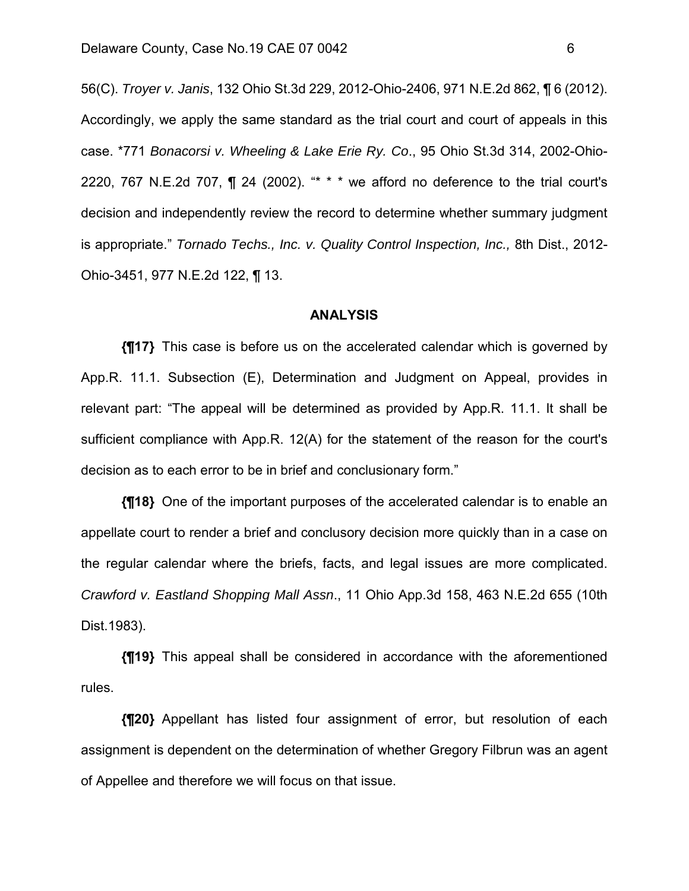56(C). *Troyer v. Janis*, 132 Ohio St.3d 229, 2012-Ohio-2406, 971 N.E.2d 862, ¶ 6 (2012). Accordingly, we apply the same standard as the trial court and court of appeals in this case. *771 *Bonacorsi v. Wheeling & Lake Erie Ry. Co*., 95 Ohio St.3d 314, 2002-Ohio-2220, 767 N.E.2d 707, ¶ 24 (2002). "* * * we afford no deference to the trial court's decision and independently review the record to determine whether summary judgment is appropriate." *Tornado Techs., Inc. v. Quality Control Inspection, Inc.,* 8th Dist., 2012-Ohio-3451, 977 N.E.2d 122, ¶ 13.

## ANALYSIS

**{¶17}** This case is before us on the accelerated calendar which is governed by App.R. 11.1. Subsection (E), Determination and Judgment on Appeal, provides in relevant part: "The appeal will be determined as provided by App.R. 11.1. It shall be sufficient compliance with App.R. 12(A) for the statement of the reason for the court's decision as to each error to be in brief and conclusionary form."

**{¶18}** One of the important purposes of the accelerated calendar is to enable an appellate court to render a brief and conclusory decision more quickly than in a case on the regular calendar where the briefs, facts, and legal issues are more complicated. *Crawford v. Eastland Shopping Mall Assn*., 11 Ohio App.3d 158, 463 N.E.2d 655 (10th Dist.1983).

**{¶19}** This appeal shall be considered in accordance with the aforementioned rules.

**{¶20}** Appellant has listed four assignment of error, but resolution of each assignment is dependent on the determination of whether Gregory Filbrun was an agent of Appellee and therefore we will focus on that issue.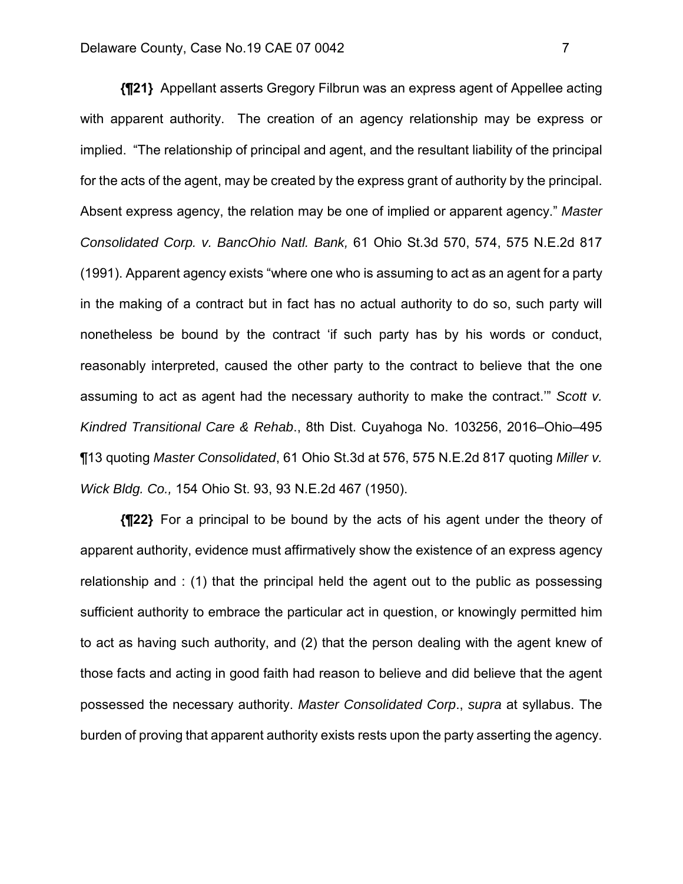**{¶21}** Appellant asserts Gregory Filbrun was an express agent of Appellee acting with apparent authority. The creation of an agency relationship may be express or implied. "The relationship of principal and agent, and the resultant liability of the principal for the acts of the agent, may be created by the express grant of authority by the principal. Absent express agency, the relation may be one of implied or apparent agency." *Master Consolidated Corp. v. BancOhio Natl. Bank,* 61 Ohio St.3d 570, 574, 575 N.E.2d 817 (1991). Apparent agency exists "where one who is assuming to act as an agent for a party in the making of a contract but in fact has no actual authority to do so, such party will nonetheless be bound by the contract 'if such party has by his words or conduct, reasonably interpreted, caused the other party to the contract to believe that the one assuming to act as agent had the necessary authority to make the contract.'" *Scott v. Kindred Transitional Care & Rehab*., 8th Dist. Cuyahoga No. 103256, 2016–Ohio–495 ¶13 quoting *Master Consolidated*, 61 Ohio St.3d at 576, 575 N.E.2d 817 quoting *Miller v. Wick Bldg. Co.,* 154 Ohio St. 93, 93 N.E.2d 467 (1950).

**{¶22}** For a principal to be bound by the acts of his agent under the theory of apparent authority, evidence must affirmatively show the existence of an express agency relationship and : (1) that the principal held the agent out to the public as possessing sufficient authority to embrace the particular act in question, or knowingly permitted him to act as having such authority, and (2) that the person dealing with the agent knew of those facts and acting in good faith had reason to believe and did believe that the agent possessed the necessary authority. *Master Consolidated Corp*., *supra* at syllabus. The burden of proving that apparent authority exists rests upon the party asserting the agency.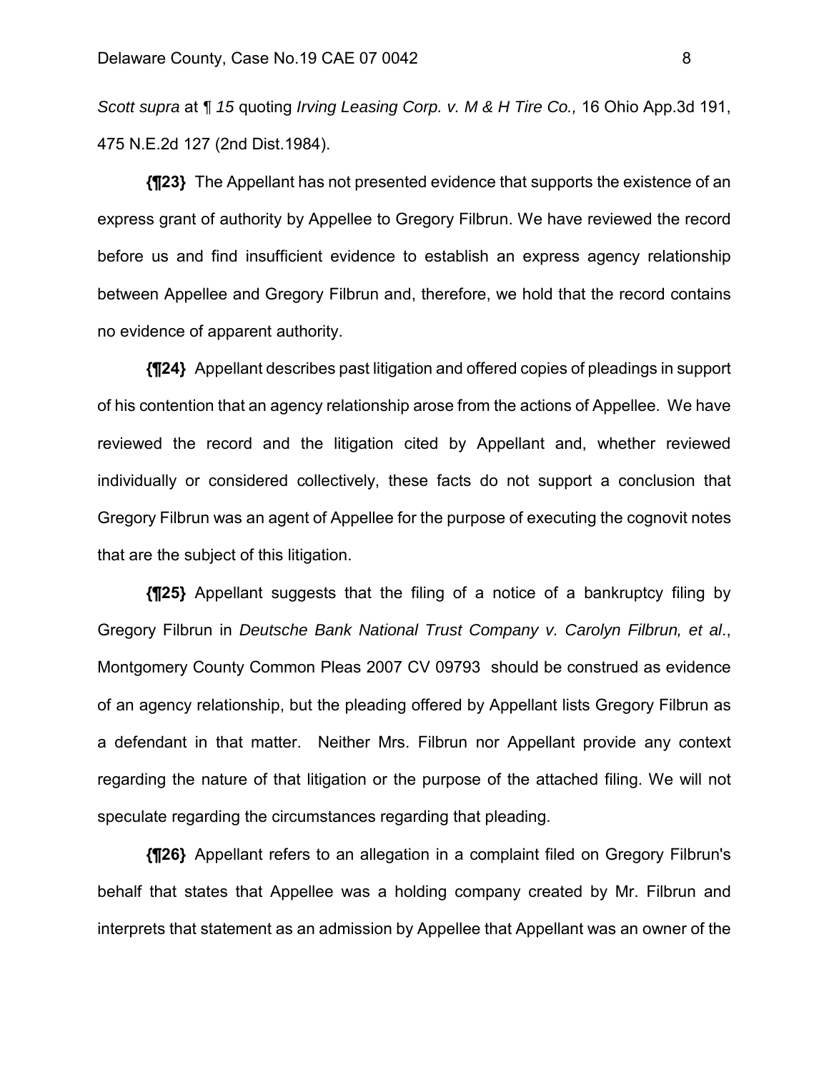*Scott supra* at ¶ *15* quoting *Irving Leasing Corp. v. M & H Tire Co.,* 16 Ohio App.3d 191, 475 N.E.2d 127 (2nd Dist.1984).

**{¶23}** The Appellant has not presented evidence that supports the existence of an express grant of authority by Appellee to Gregory Filbrun. We have reviewed the record before us and find insufficient evidence to establish an express agency relationship between Appellee and Gregory Filbrun and, therefore, we hold that the record contains no evidence of apparent authority.

**{¶24}** Appellant describes past litigation and offered copies of pleadings in support of his contention that an agency relationship arose from the actions of Appellee. We have reviewed the record and the litigation cited by Appellant and, whether reviewed individually or considered collectively, these facts do not support a conclusion that Gregory Filbrun was an agent of Appellee for the purpose of executing the cognovit notes that are the subject of this litigation.

**{¶25}** Appellant suggests that the filing of a notice of a bankruptcy filing by Gregory Filbrun in *Deutsche Bank National Trust Company v. Carolyn Filbrun, et al*., Montgomery County Common Pleas 2007 CV 09793 should be construed as evidence of an agency relationship, but the pleading offered by Appellant lists Gregory Filbrun as a defendant in that matter. Neither Mrs. Filbrun nor Appellant provide any context regarding the nature of that litigation or the purpose of the attached filing. We will not speculate regarding the circumstances regarding that pleading.

**{¶26}** Appellant refers to an allegation in a complaint filed on Gregory Filbrun's behalf that states that Appellee was a holding company created by Mr. Filbrun and interprets that statement as an admission by Appellee that Appellant was an owner of the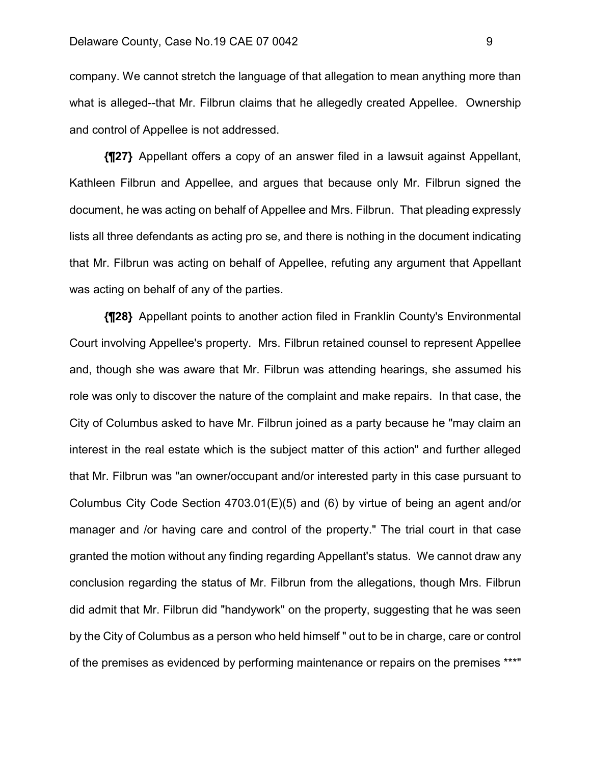company. We cannot stretch the language of that allegation to mean anything more than what is alleged--that Mr. Filbrun claims that he allegedly created Appellee. Ownership and control of Appellee is not addressed.

**{¶27}** Appellant offers a copy of an answer filed in a lawsuit against Appellant, Kathleen Filbrun and Appellee, and argues that because only Mr. Filbrun signed the document, he was acting on behalf of Appellee and Mrs. Filbrun. That pleading expressly lists all three defendants as acting pro se, and there is nothing in the document indicating that Mr. Filbrun was acting on behalf of Appellee, refuting any argument that Appellant was acting on behalf of any of the parties.

**{¶28}** Appellant points to another action filed in Franklin County's Environmental Court involving Appellee's property. Mrs. Filbrun retained counsel to represent Appellee and, though she was aware that Mr. Filbrun was attending hearings, she assumed his role was only to discover the nature of the complaint and make repairs. In that case, the City of Columbus asked to have Mr. Filbrun joined as a party because he "may claim an interest in the real estate which is the subject matter of this action" and further alleged that Mr. Filbrun was "an owner/occupant and/or interested party in this case pursuant to Columbus City Code Section 4703.01(E)(5) and (6) by virtue of being an agent and/or manager and /or having care and control of the property." The trial court in that case granted the motion without any finding regarding Appellant's status. We cannot draw any conclusion regarding the status of Mr. Filbrun from the allegations, though Mrs. Filbrun did admit that Mr. Filbrun did "handywork" on the property, suggesting that he was seen by the City of Columbus as a person who held himself " out to be in charge, care or control of the premises as evidenced by performing maintenance or repairs on the premises ***"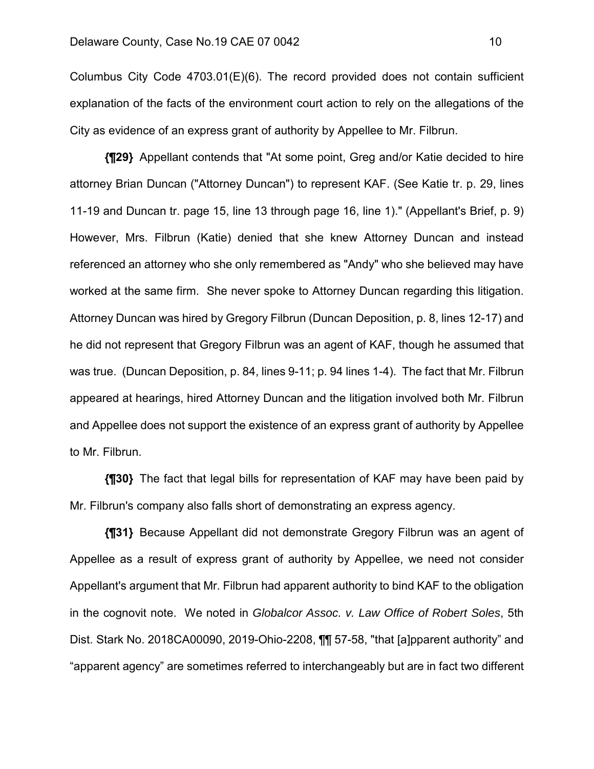Columbus City Code 4703.01(E)(6). The record provided does not contain sufficient explanation of the facts of the environment court action to rely on the allegations of the City as evidence of an express grant of authority by Appellee to Mr. Filbrun.

**{¶29}** Appellant contends that "At some point, Greg and/or Katie decided to hire attorney Brian Duncan ("Attorney Duncan") to represent KAF. (See Katie tr. p. 29, lines 11-19 and Duncan tr. page 15, line 13 through page 16, line 1)." (Appellant's Brief, p. 9) However, Mrs. Filbrun (Katie) denied that she knew Attorney Duncan and instead referenced an attorney who she only remembered as "Andy" who she believed may have worked at the same firm. She never spoke to Attorney Duncan regarding this litigation. Attorney Duncan was hired by Gregory Filbrun (Duncan Deposition, p. 8, lines 12-17) and he did not represent that Gregory Filbrun was an agent of KAF, though he assumed that was true. (Duncan Deposition, p. 84, lines 9-11; p. 94 lines 1-4). The fact that Mr. Filbrun appeared at hearings, hired Attorney Duncan and the litigation involved both Mr. Filbrun and Appellee does not support the existence of an express grant of authority by Appellee to Mr. Filbrun.

**{¶30}** The fact that legal bills for representation of KAF may have been paid by Mr. Filbrun's company also falls short of demonstrating an express agency.

**{¶31}** Because Appellant did not demonstrate Gregory Filbrun was an agent of Appellee as a result of express grant of authority by Appellee, we need not consider Appellant's argument that Mr. Filbrun had apparent authority to bind KAF to the obligation in the cognovit note. We noted in *Globalcor Assoc. v. Law Office of Robert Soles*, 5th Dist. Stark No. 2018CA00090, 2019-Ohio-2208, ¶¶ 57-58, "that [a]pparent authority" and "apparent agency" are sometimes referred to interchangeably but are in fact two different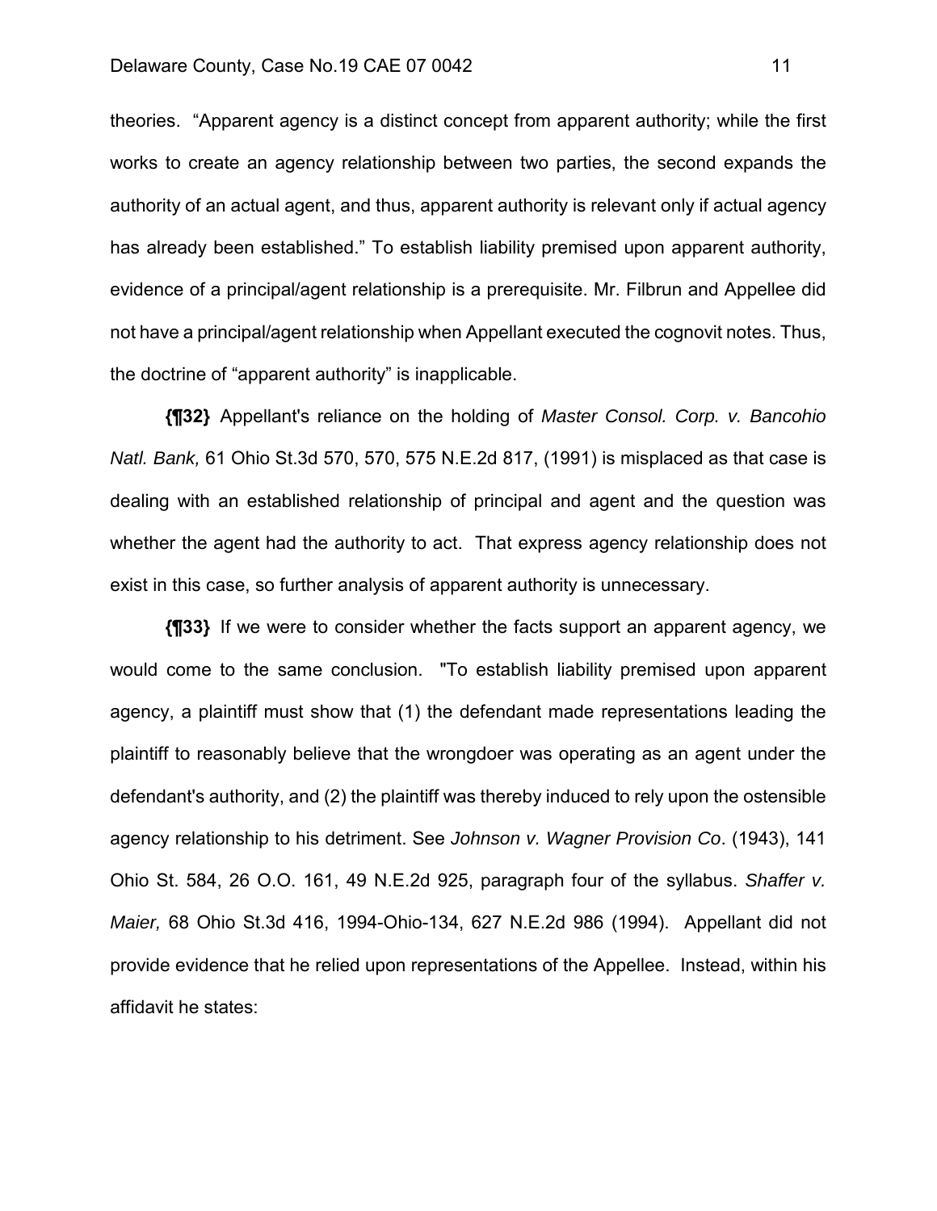theories. "Apparent agency is a distinct concept from apparent authority; while the first works to create an agency relationship between two parties, the second expands the authority of an actual agent, and thus, apparent authority is relevant only if actual agency has already been established." To establish liability premised upon apparent authority, evidence of a principal/agent relationship is a prerequisite. Mr. Filbrun and Appellee did not have a principal/agent relationship when Appellant executed the cognovit notes. Thus, the doctrine of "apparent authority" is inapplicable.

**{¶32}** Appellant's reliance on the holding of *Master Consol. Corp. v. Bancohio Natl. Bank,* 61 Ohio St.3d 570, 570, 575 N.E.2d 817, (1991) is misplaced as that case is dealing with an established relationship of principal and agent and the question was whether the agent had the authority to act. That express agency relationship does not exist in this case, so further analysis of apparent authority is unnecessary.

**{¶33}** If we were to consider whether the facts support an apparent agency, we would come to the same conclusion. "To establish liability premised upon apparent agency, a plaintiff must show that (1) the defendant made representations leading the plaintiff to reasonably believe that the wrongdoer was operating as an agent under the defendant's authority, and (2) the plaintiff was thereby induced to rely upon the ostensible agency relationship to his detriment. See *Johnson v. Wagner Provision Co*. (1943), 141 Ohio St. 584, 26 O.O. 161, 49 N.E.2d 925, paragraph four of the syllabus. *Shaffer v. Maier,* 68 Ohio St.3d 416, 1994-Ohio-134, 627 N.E.2d 986 (1994). Appellant did not provide evidence that he relied upon representations of the Appellee. Instead, within his affidavit he states: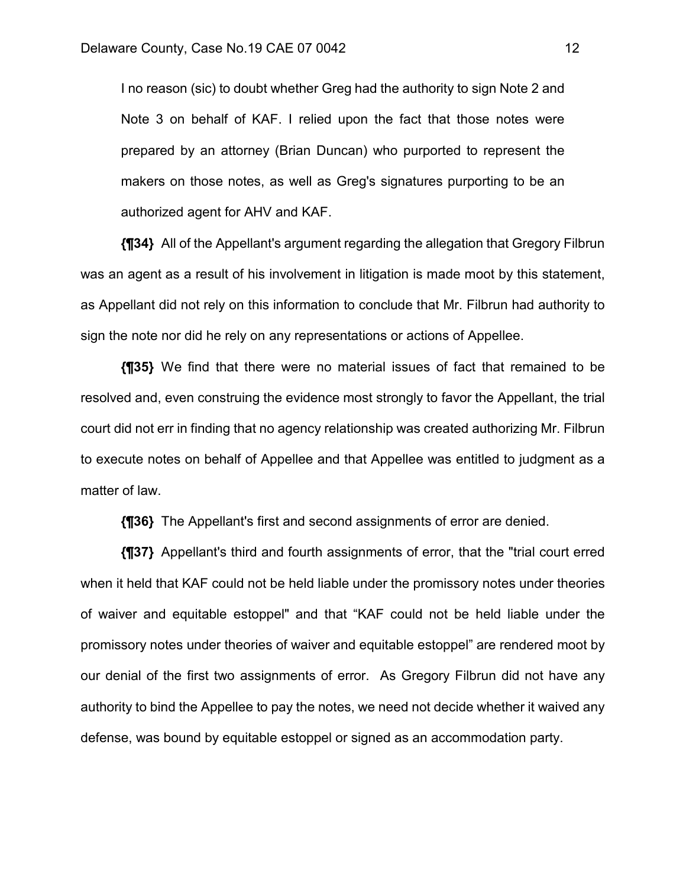> I no reason (sic) to doubt whether Greg had the authority to sign Note 2 and Note 3 on behalf of KAF. I relied upon the fact that those notes were prepared by an attorney (Brian Duncan) who purported to represent the makers on those notes, as well as Greg's signatures purporting to be an authorized agent for AHV and KAF.

**{¶34}** All of the Appellant's argument regarding the allegation that Gregory Filbrun was an agent as a result of his involvement in litigation is made moot by this statement, as Appellant did not rely on this information to conclude that Mr. Filbrun had authority to sign the note nor did he rely on any representations or actions of Appellee.

**{¶35}** We find that there were no material issues of fact that remained to be resolved and, even construing the evidence most strongly to favor the Appellant, the trial court did not err in finding that no agency relationship was created authorizing Mr. Filbrun to execute notes on behalf of Appellee and that Appellee was entitled to judgment as a matter of law.

**{¶36}** The Appellant's first and second assignments of error are denied.

**{¶37}** Appellant's third and fourth assignments of error, that the "trial court erred when it held that KAF could not be held liable under the promissory notes under theories of waiver and equitable estoppel" and that "KAF could not be held liable under the promissory notes under theories of waiver and equitable estoppel" are rendered moot by our denial of the first two assignments of error. As Gregory Filbrun did not have any authority to bind the Appellee to pay the notes, we need not decide whether it waived any defense, was bound by equitable estoppel or signed as an accommodation party.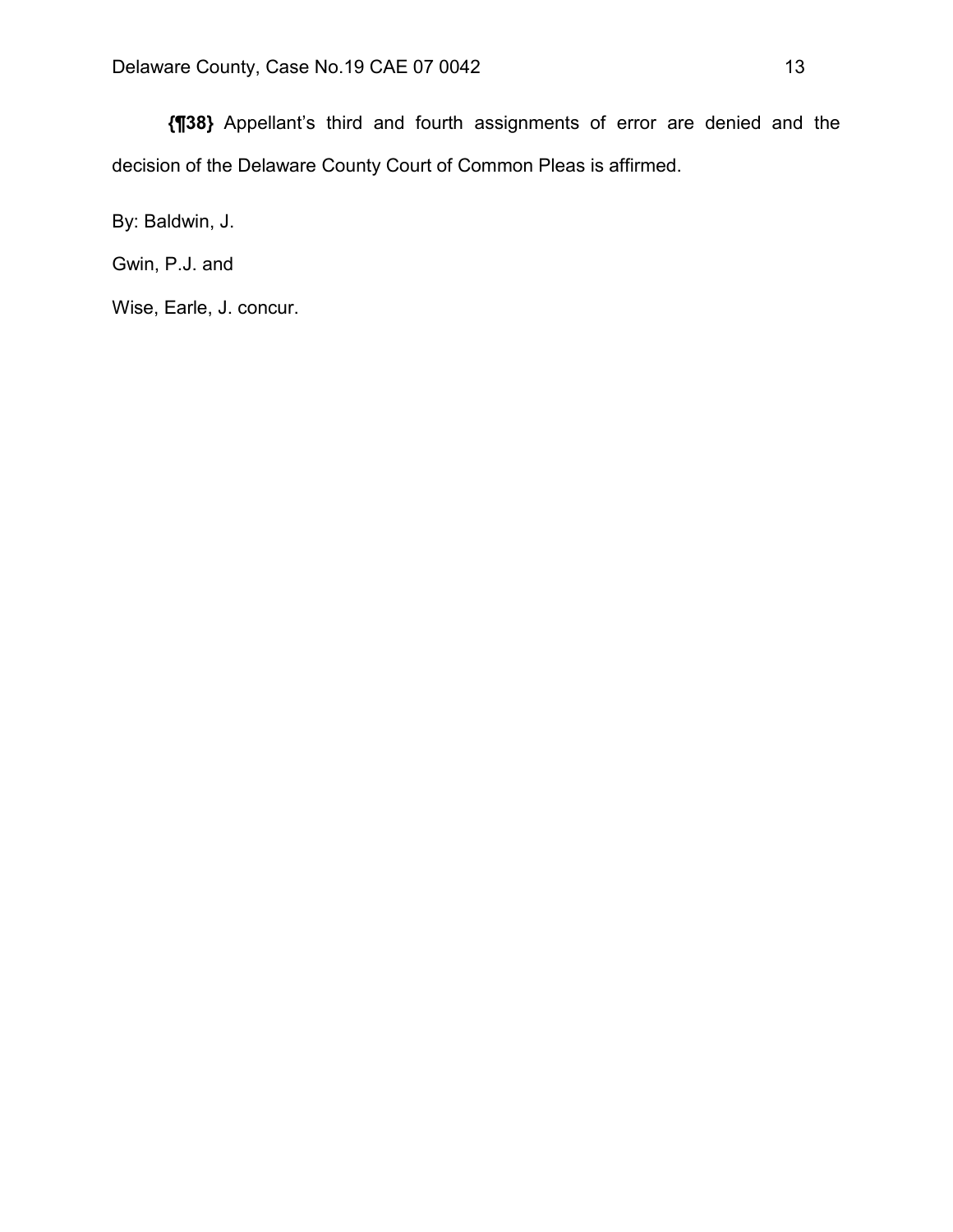**{¶38}** Appellant's third and fourth assignments of error are denied and the decision of the Delaware County Court of Common Pleas is affirmed.

By: Baldwin, J.

Gwin, P.J. and

Wise, Earle, J. concur.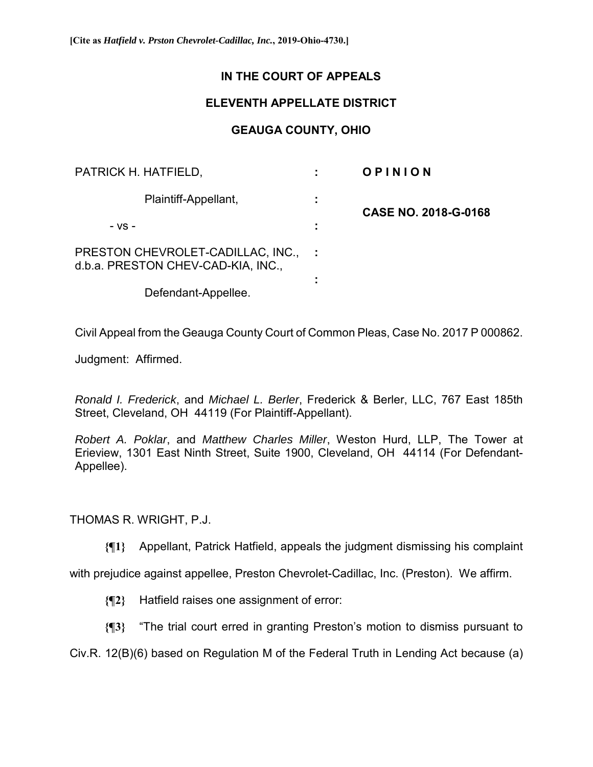**[Cite as *Hatfield v. Prston Chevrolet-Cadillac, Inc.*, 2019-Ohio-4730.]**

**IN THE COURT OF APPEALS**

**ELEVENTH APPELLATE DISTRICT**

**GEAUGA COUNTY, OHIO**

| | | |
|---|---|---|
| PATRICK H. HATFIELD, | : | **O P I N I O N** |
| Plaintiff-Appellant, | : | **CASE NO. 2018-G-0168** |
| - vs - | : | |
| PRESTON CHEVROLET-CADILLAC, INC., d.b.a. PRESTON CHEV-CAD-KIA, INC., | : | |
| Defendant-Appellee. | : | |

Civil Appeal from the Geauga County Court of Common Pleas, Case No. 2017 P 000862.

Judgment: Affirmed.

*Ronald I. Frederick*, and *Michael L. Berler*, Frederick & Berler, LLC, 767 East 185th Street, Cleveland, OH 44119 (For Plaintiff-Appellant).

*Robert A. Poklar*, and *Matthew Charles Miller*, Weston Hurd, LLP, The Tower at Erieview, 1301 East Ninth Street, Suite 1900, Cleveland, OH 44114 (For Defendant-Appellee).

THOMAS R. WRIGHT, P.J.

**{¶1}** Appellant, Patrick Hatfield, appeals the judgment dismissing his complaint with prejudice against appellee, Preston Chevrolet-Cadillac, Inc. (Preston). We affirm.

**{¶2}** Hatfield raises one assignment of error:

**{¶3}** "The trial court erred in granting Preston's motion to dismiss pursuant to Civ.R. 12(B)(6) based on Regulation M of the Federal Truth in Lending Act because (a)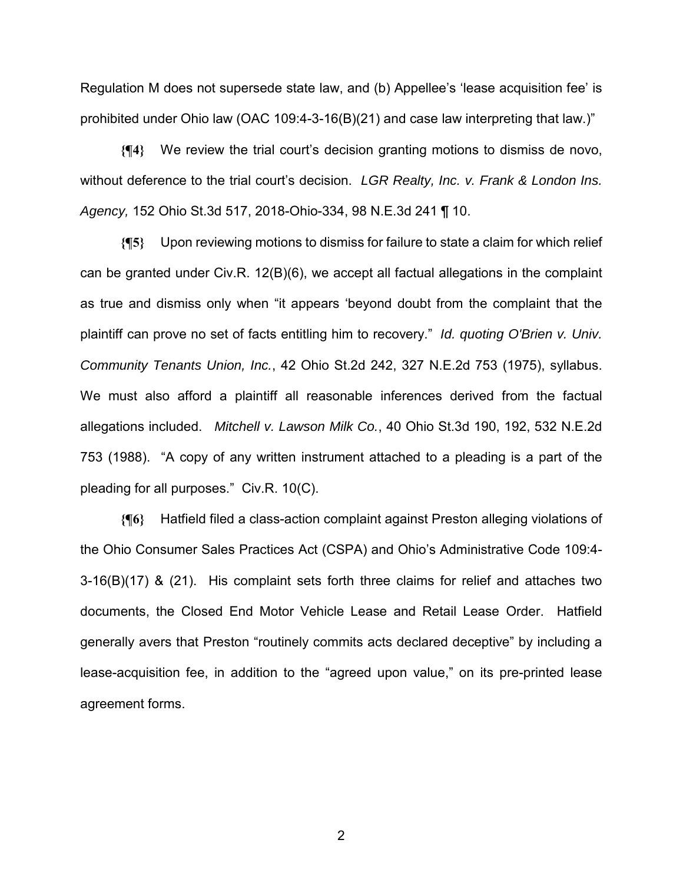Regulation M does not supersede state law, and (b) Appellee's 'lease acquisition fee' is prohibited under Ohio law (OAC 109:4-3-16(B)(21) and case law interpreting that law.)"

**{¶4}** We review the trial court's decision granting motions to dismiss de novo, without deference to the trial court's decision. *LGR Realty, Inc. v. Frank & London Ins. Agency,* 152 Ohio St.3d 517, 2018-Ohio-334, 98 N.E.3d 241 ¶ 10.

**{¶5}** Upon reviewing motions to dismiss for failure to state a claim for which relief can be granted under Civ.R. 12(B)(6), we accept all factual allegations in the complaint as true and dismiss only when "it appears 'beyond doubt from the complaint that the plaintiff can prove no set of facts entitling him to recovery." *Id. quoting O'Brien v. Univ. Community Tenants Union, Inc.*, 42 Ohio St.2d 242, 327 N.E.2d 753 (1975), syllabus. We must also afford a plaintiff all reasonable inferences derived from the factual allegations included. *Mitchell v. Lawson Milk Co.*, 40 Ohio St.3d 190, 192, 532 N.E.2d 753 (1988). "A copy of any written instrument attached to a pleading is a part of the pleading for all purposes." Civ.R. 10(C).

**{¶6}** Hatfield filed a class-action complaint against Preston alleging violations of the Ohio Consumer Sales Practices Act (CSPA) and Ohio's Administrative Code 109:4-3-16(B)(17) & (21). His complaint sets forth three claims for relief and attaches two documents, the Closed End Motor Vehicle Lease and Retail Lease Order. Hatfield generally avers that Preston "routinely commits acts declared deceptive" by including a lease-acquisition fee, in addition to the "agreed upon value," on its pre-printed lease agreement forms.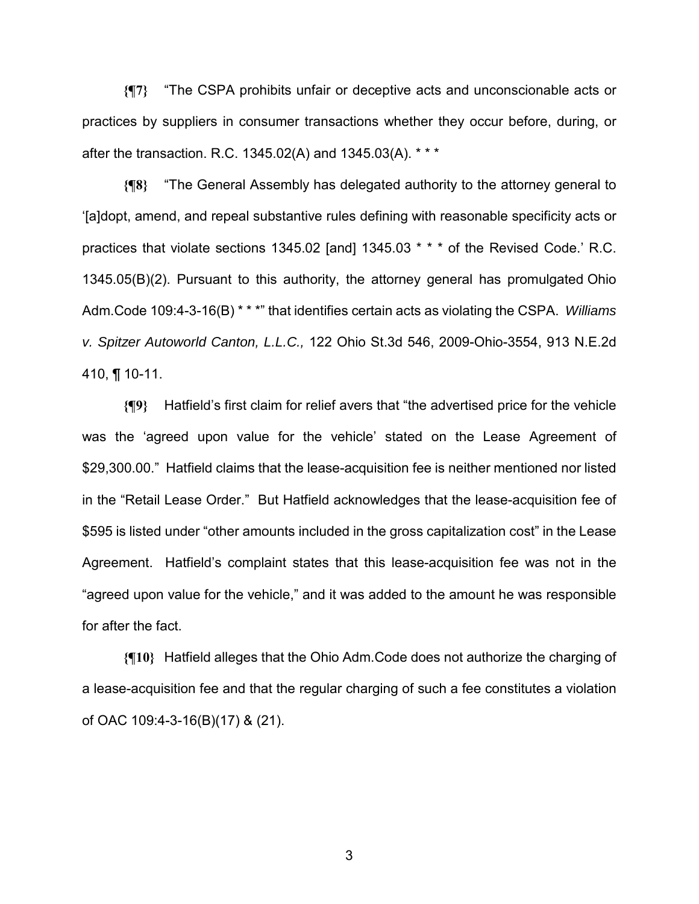**{¶7}** "The CSPA prohibits unfair or deceptive acts and unconscionable acts or practices by suppliers in consumer transactions whether they occur before, during, or after the transaction. R.C. 1345.02(A) and 1345.03(A). * * *

**{¶8}** "The General Assembly has delegated authority to the attorney general to '[a]dopt, amend, and repeal substantive rules defining with reasonable specificity acts or practices that violate sections 1345.02 [and] 1345.03 * * * of the Revised Code.' R.C. 1345.05(B)(2). Pursuant to this authority, the attorney general has promulgated Ohio Adm.Code 109:4-3-16(B) * * *" that identifies certain acts as violating the CSPA. *Williams v. Spitzer Autoworld Canton, L.L.C.,* 122 Ohio St.3d 546, 2009-Ohio-3554, 913 N.E.2d 410, ¶ 10-11.

**{¶9}** Hatfield's first claim for relief avers that "the advertised price for the vehicle was the 'agreed upon value for the vehicle' stated on the Lease Agreement of $29,300.00." Hatfield claims that the lease-acquisition fee is neither mentioned nor listed in the "Retail Lease Order." But Hatfield acknowledges that the lease-acquisition fee of $595 is listed under "other amounts included in the gross capitalization cost" in the Lease Agreement. Hatfield's complaint states that this lease-acquisition fee was not in the "agreed upon value for the vehicle," and it was added to the amount he was responsible for after the fact.

**{¶10}** Hatfield alleges that the Ohio Adm.Code does not authorize the charging of a lease-acquisition fee and that the regular charging of such a fee constitutes a violation of OAC 109:4-3-16(B)(17) & (21).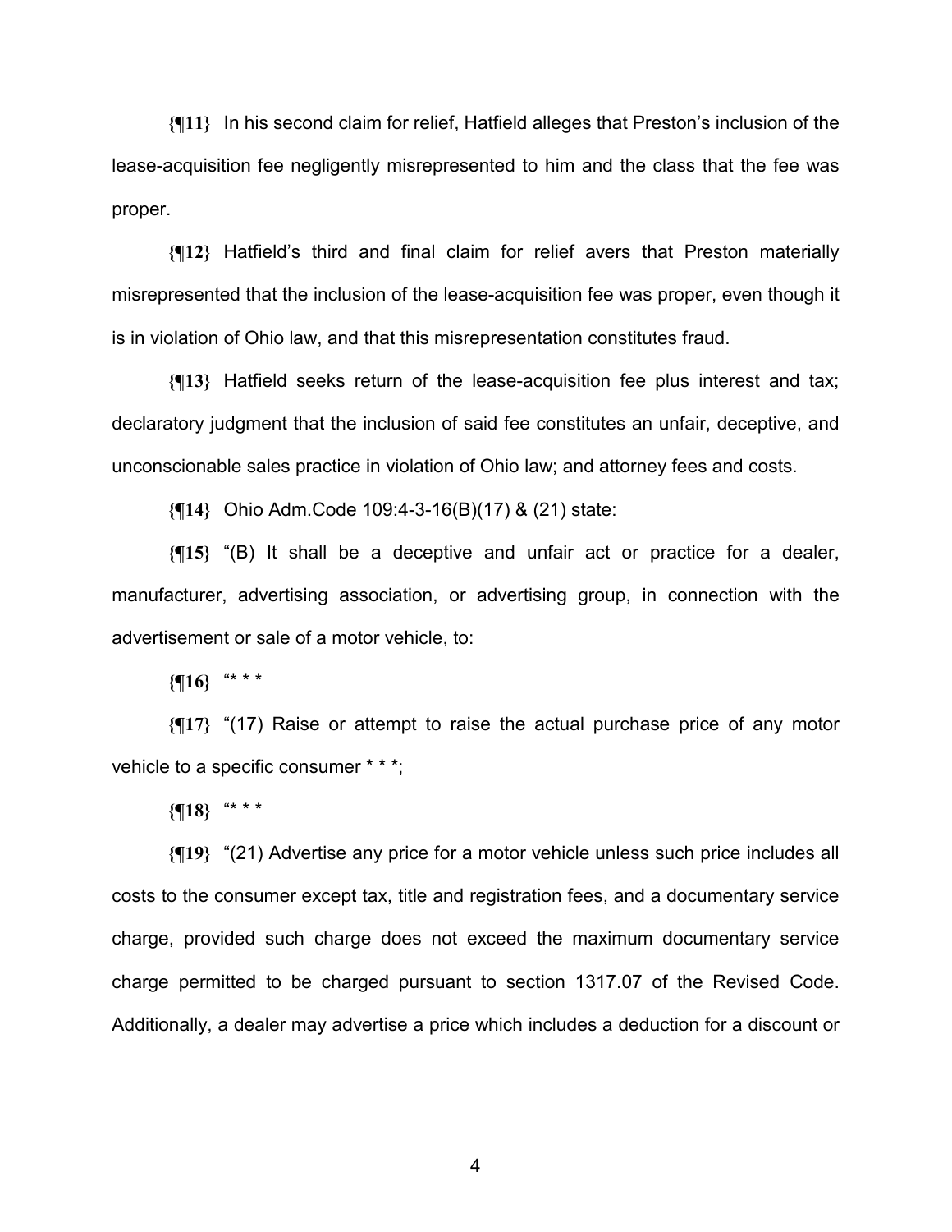**{¶11}** In his second claim for relief, Hatfield alleges that Preston's inclusion of the lease-acquisition fee negligently misrepresented to him and the class that the fee was proper.

**{¶12}** Hatfield's third and final claim for relief avers that Preston materially misrepresented that the inclusion of the lease-acquisition fee was proper, even though it is in violation of Ohio law, and that this misrepresentation constitutes fraud.

**{¶13}** Hatfield seeks return of the lease-acquisition fee plus interest and tax; declaratory judgment that the inclusion of said fee constitutes an unfair, deceptive, and unconscionable sales practice in violation of Ohio law; and attorney fees and costs.

**{¶14}** Ohio Adm.Code 109:4-3-16(B)(17) & (21) state:

**{¶15}** "(B) It shall be a deceptive and unfair act or practice for a dealer, manufacturer, advertising association, or advertising group, in connection with the advertisement or sale of a motor vehicle, to:

**{¶16}** "* * *

**{¶17}** "(17) Raise or attempt to raise the actual purchase price of any motor vehicle to a specific consumer * * *;

**{¶18}** "* * *

**{¶19}** "(21) Advertise any price for a motor vehicle unless such price includes all costs to the consumer except tax, title and registration fees, and a documentary service charge, provided such charge does not exceed the maximum documentary service charge permitted to be charged pursuant to section 1317.07 of the Revised Code. Additionally, a dealer may advertise a price which includes a deduction for a discount or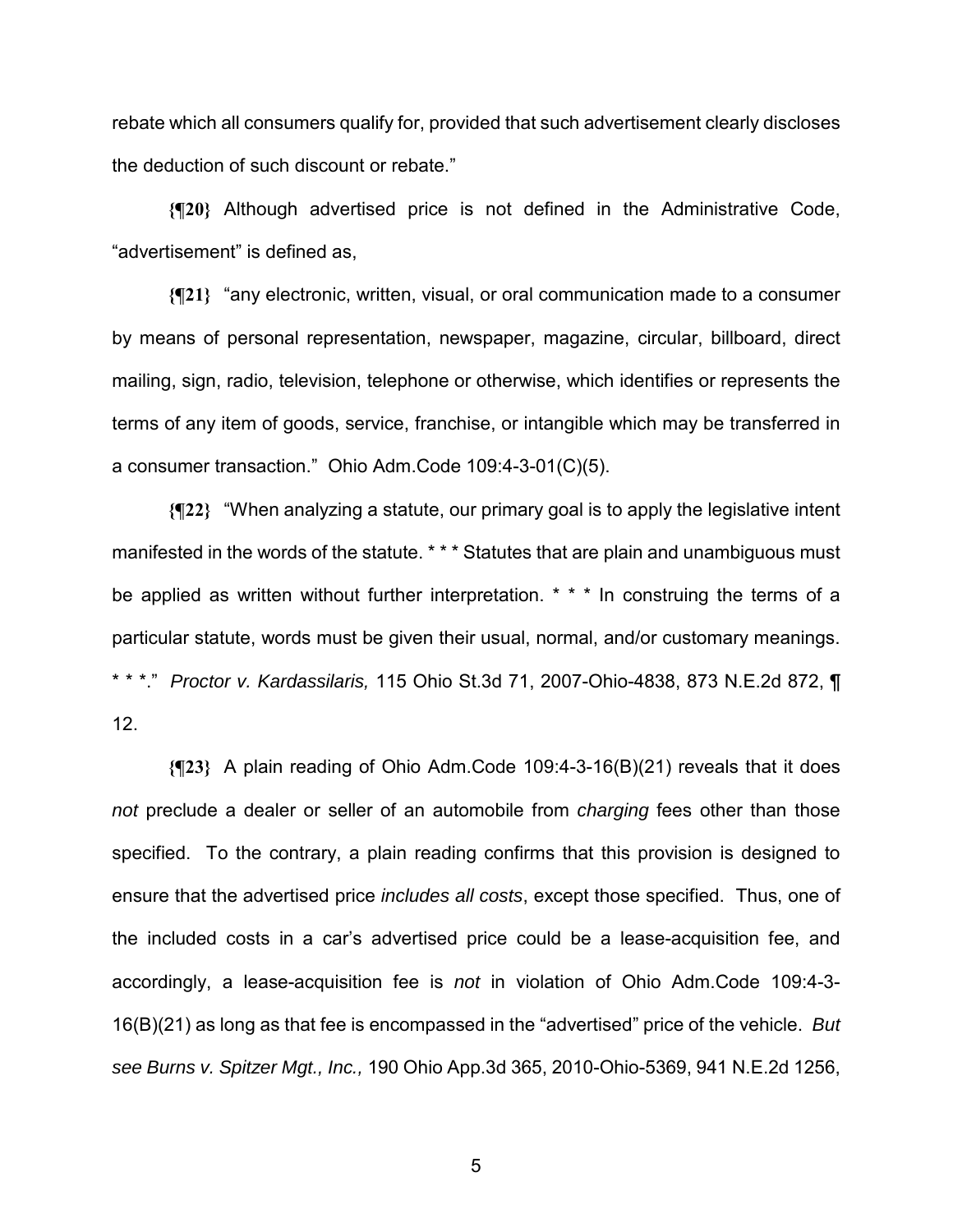rebate which all consumers qualify for, provided that such advertisement clearly discloses the deduction of such discount or rebate."

**{¶20}** Although advertised price is not defined in the Administrative Code, "advertisement" is defined as,

**{¶21}** "any electronic, written, visual, or oral communication made to a consumer by means of personal representation, newspaper, magazine, circular, billboard, direct mailing, sign, radio, television, telephone or otherwise, which identifies or represents the terms of any item of goods, service, franchise, or intangible which may be transferred in a consumer transaction." Ohio Adm.Code 109:4-3-01(C)(5).

**{¶22}** "When analyzing a statute, our primary goal is to apply the legislative intent manifested in the words of the statute. * * * Statutes that are plain and unambiguous must be applied as written without further interpretation. * * * In construing the terms of a particular statute, words must be given their usual, normal, and/or customary meanings. * * *." *Proctor v. Kardassilaris,* 115 Ohio St.3d 71, 2007-Ohio-4838, 873 N.E.2d 872, ¶ 12.

**{¶23}** A plain reading of Ohio Adm.Code 109:4-3-16(B)(21) reveals that it does *not* preclude a dealer or seller of an automobile from *charging* fees other than those specified. To the contrary, a plain reading confirms that this provision is designed to ensure that the advertised price *includes all costs*, except those specified. Thus, one of the included costs in a car's advertised price could be a lease-acquisition fee, and accordingly, a lease-acquisition fee is *not* in violation of Ohio Adm.Code 109:4-3-16(B)(21) as long as that fee is encompassed in the "advertised" price of the vehicle. *But see Burns v. Spitzer Mgt., Inc.,* 190 Ohio App.3d 365, 2010-Ohio-5369, 941 N.E.2d 1256,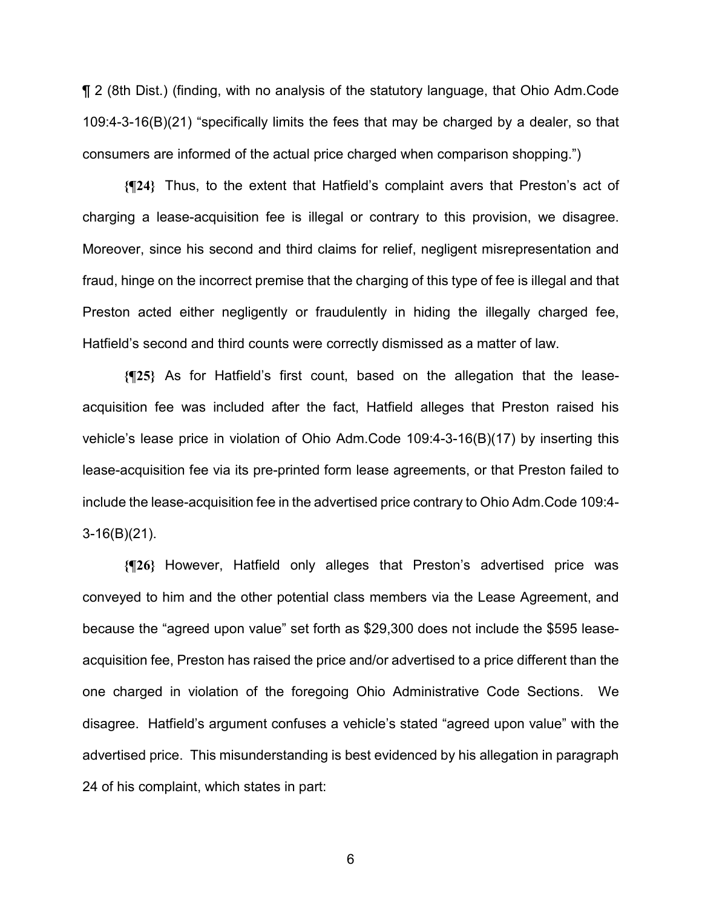¶ 2 (8th Dist.) (finding, with no analysis of the statutory language, that Ohio Adm.Code 109:4-3-16(B)(21) "specifically limits the fees that may be charged by a dealer, so that consumers are informed of the actual price charged when comparison shopping.")

**{¶24}** Thus, to the extent that Hatfield's complaint avers that Preston's act of charging a lease-acquisition fee is illegal or contrary to this provision, we disagree. Moreover, since his second and third claims for relief, negligent misrepresentation and fraud, hinge on the incorrect premise that the charging of this type of fee is illegal and that Preston acted either negligently or fraudulently in hiding the illegally charged fee, Hatfield's second and third counts were correctly dismissed as a matter of law.

**{¶25}** As for Hatfield's first count, based on the allegation that the lease-acquisition fee was included after the fact, Hatfield alleges that Preston raised his vehicle's lease price in violation of Ohio Adm.Code 109:4-3-16(B)(17) by inserting this lease-acquisition fee via its pre-printed form lease agreements, or that Preston failed to include the lease-acquisition fee in the advertised price contrary to Ohio Adm.Code 109:4-3-16(B)(21).

**{¶26}** However, Hatfield only alleges that Preston's advertised price was conveyed to him and the other potential class members via the Lease Agreement, and because the "agreed upon value" set forth as $29,300 does not include the $595 lease-acquisition fee, Preston has raised the price and/or advertised to a price different than the one charged in violation of the foregoing Ohio Administrative Code Sections. We disagree. Hatfield's argument confuses a vehicle's stated "agreed upon value" with the advertised price. This misunderstanding is best evidenced by his allegation in paragraph 24 of his complaint, which states in part: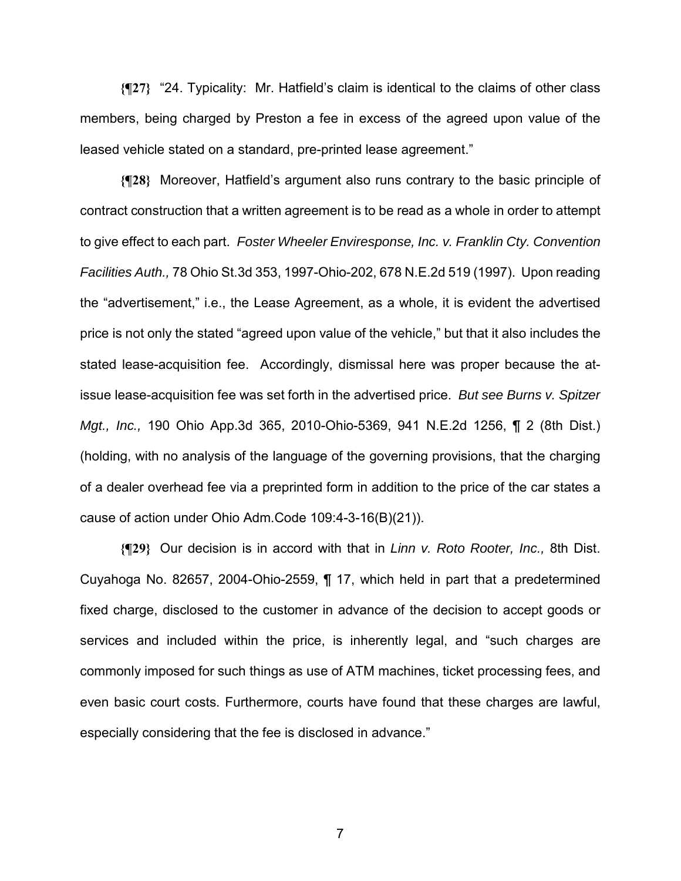**{¶27}** "24. Typicality: Mr. Hatfield's claim is identical to the claims of other class members, being charged by Preston a fee in excess of the agreed upon value of the leased vehicle stated on a standard, pre-printed lease agreement."

**{¶28}** Moreover, Hatfield's argument also runs contrary to the basic principle of contract construction that a written agreement is to be read as a whole in order to attempt to give effect to each part. *Foster Wheeler Enviresponse, Inc. v. Franklin Cty. Convention Facilities Auth.,* 78 Ohio St.3d 353, 1997-Ohio-202, 678 N.E.2d 519 (1997). Upon reading the "advertisement," i.e., the Lease Agreement, as a whole, it is evident the advertised price is not only the stated "agreed upon value of the vehicle," but that it also includes the stated lease-acquisition fee. Accordingly, dismissal here was proper because the at-issue lease-acquisition fee was set forth in the advertised price. *But see Burns v. Spitzer Mgt., Inc.,* 190 Ohio App.3d 365, 2010-Ohio-5369, 941 N.E.2d 1256, ¶ 2 (8th Dist.) (holding, with no analysis of the language of the governing provisions, that the charging of a dealer overhead fee via a preprinted form in addition to the price of the car states a cause of action under Ohio Adm.Code 109:4-3-16(B)(21)).

**{¶29}** Our decision is in accord with that in *Linn v. Roto Rooter, Inc.,* 8th Dist. Cuyahoga No. 82657, 2004-Ohio-2559, ¶ 17, which held in part that a predetermined fixed charge, disclosed to the customer in advance of the decision to accept goods or services and included within the price, is inherently legal, and "such charges are commonly imposed for such things as use of ATM machines, ticket processing fees, and even basic court costs. Furthermore, courts have found that these charges are lawful, especially considering that the fee is disclosed in advance."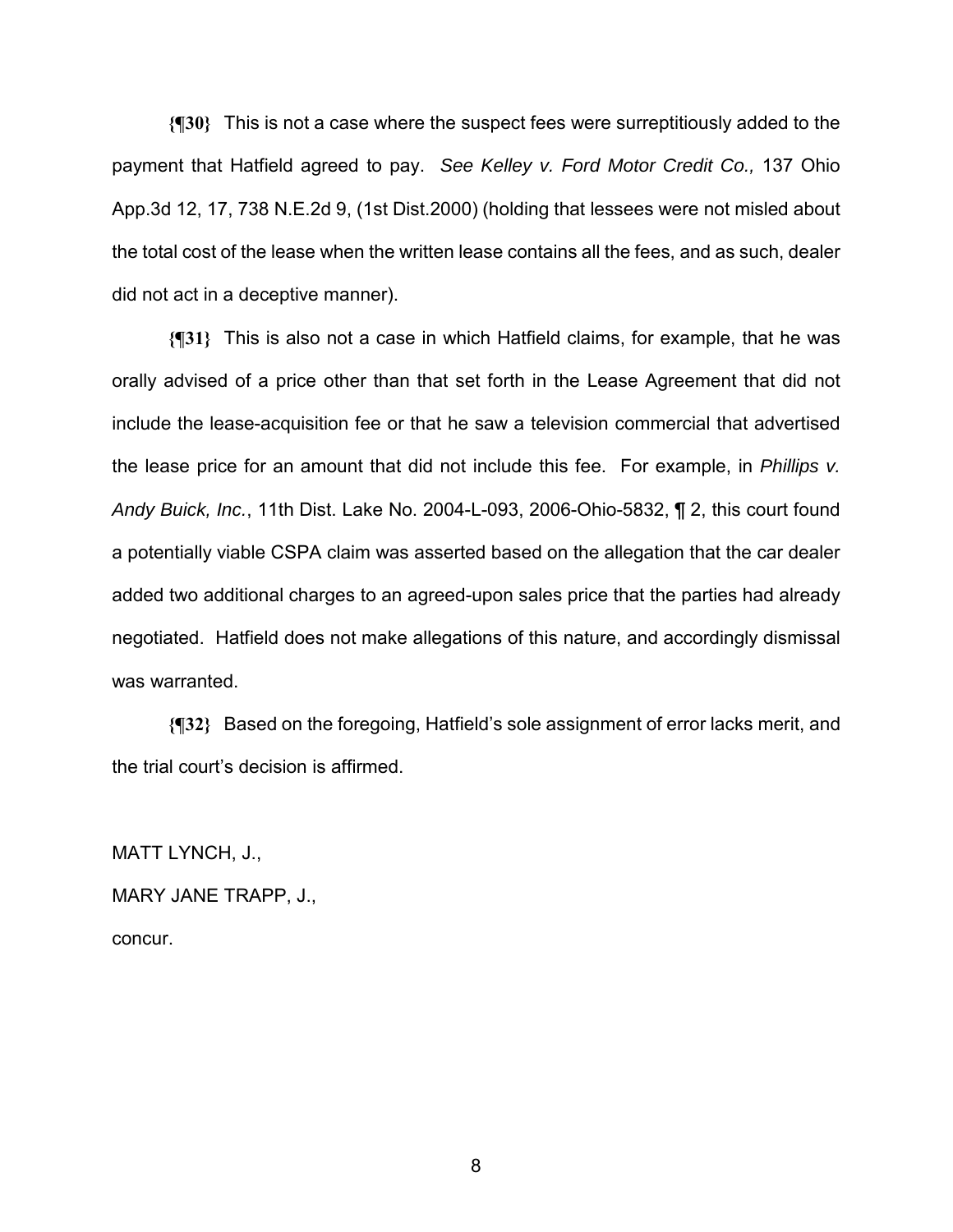**{¶30}** This is not a case where the suspect fees were surreptitiously added to the payment that Hatfield agreed to pay. *See Kelley v. Ford Motor Credit Co.,* 137 Ohio App.3d 12, 17, 738 N.E.2d 9, (1st Dist.2000) (holding that lessees were not misled about the total cost of the lease when the written lease contains all the fees, and as such, dealer did not act in a deceptive manner).

**{¶31}** This is also not a case in which Hatfield claims, for example, that he was orally advised of a price other than that set forth in the Lease Agreement that did not include the lease-acquisition fee or that he saw a television commercial that advertised the lease price for an amount that did not include this fee. For example, in *Phillips v. Andy Buick, Inc.*, 11th Dist. Lake No. 2004-L-093, 2006-Ohio-5832, ¶ 2, this court found a potentially viable CSPA claim was asserted based on the allegation that the car dealer added two additional charges to an agreed-upon sales price that the parties had already negotiated. Hatfield does not make allegations of this nature, and accordingly dismissal was warranted.

**{¶32}** Based on the foregoing, Hatfield's sole assignment of error lacks merit, and the trial court's decision is affirmed.

MATT LYNCH, J.,

MARY JANE TRAPP, J.,

concur.